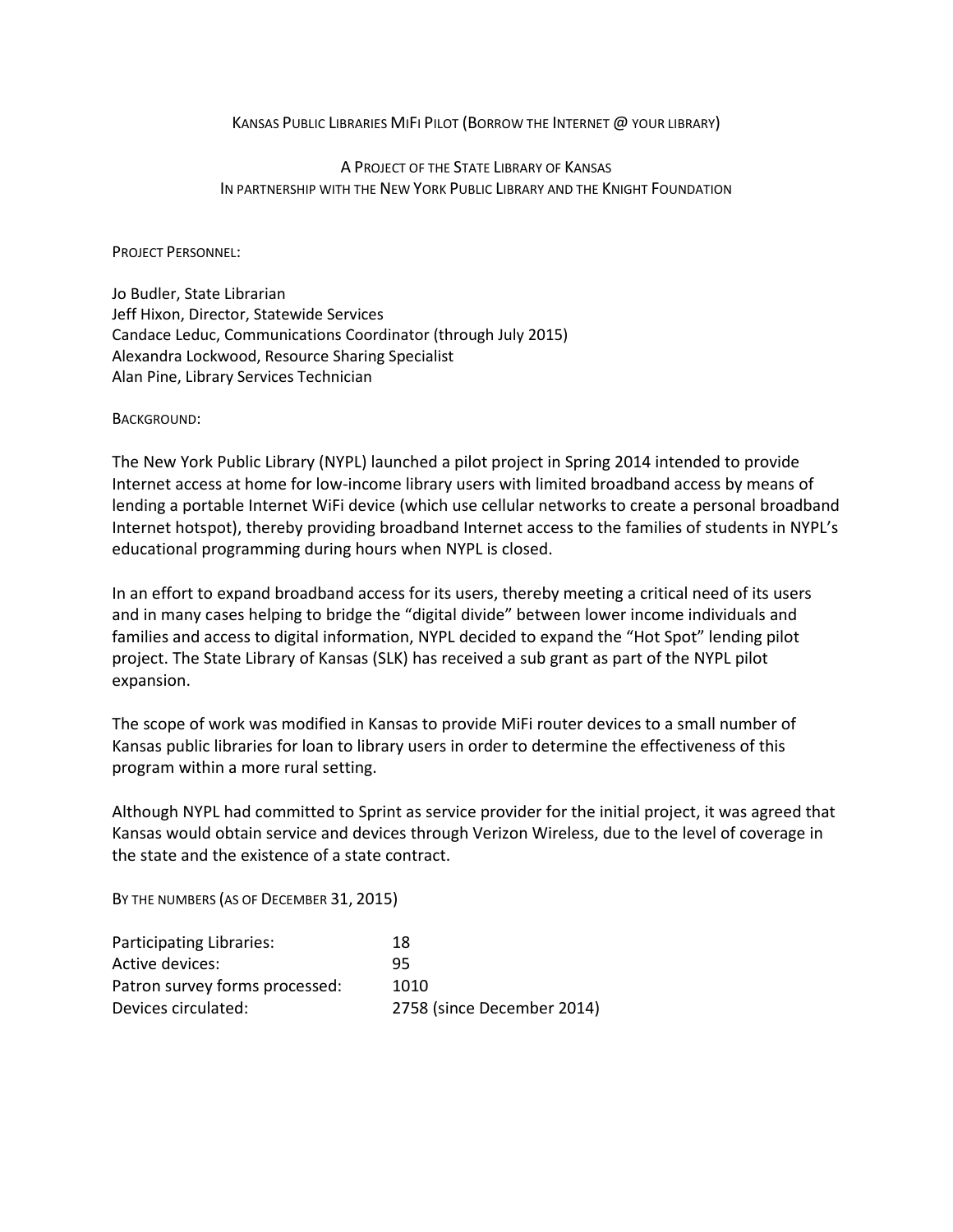# Kansas Public Libraries MiFi Pilot (Borrow the Internet @ your library)

## A Project of the State Library of Kansas
## In partnership with the New York Public Library and the Knight Foundation

Project Personnel:

Jo Budler, State Librarian
Jeff Hixon, Director, Statewide Services
Candace Leduc, Communications Coordinator (through July 2015)
Alexandra Lockwood, Resource Sharing Specialist
Alan Pine, Library Services Technician

Background:

The New York Public Library (NYPL) launched a pilot project in Spring 2014 intended to provide Internet access at home for low-income library users with limited broadband access by means of lending a portable Internet WiFi device (which use cellular networks to create a personal broadband Internet hotspot), thereby providing broadband Internet access to the families of students in NYPL's educational programming during hours when NYPL is closed.

In an effort to expand broadband access for its users, thereby meeting a critical need of its users and in many cases helping to bridge the "digital divide" between lower income individuals and families and access to digital information, NYPL decided to expand the "Hot Spot" lending pilot project. The State Library of Kansas (SLK) has received a sub grant as part of the NYPL pilot expansion.

The scope of work was modified in Kansas to provide MiFi router devices to a small number of Kansas public libraries for loan to library users in order to determine the effectiveness of this program within a more rural setting.

Although NYPL had committed to Sprint as service provider for the initial project, it was agreed that Kansas would obtain service and devices through Verizon Wireless, due to the level of coverage in the state and the existence of a state contract.

By the numbers (as of December 31, 2015)

| | |
|---|---|
| Participating Libraries: | 18 |
| Active devices: | 95 |
| Patron survey forms processed: | 1010 |
| Devices circulated: | 2758 (since December 2014) |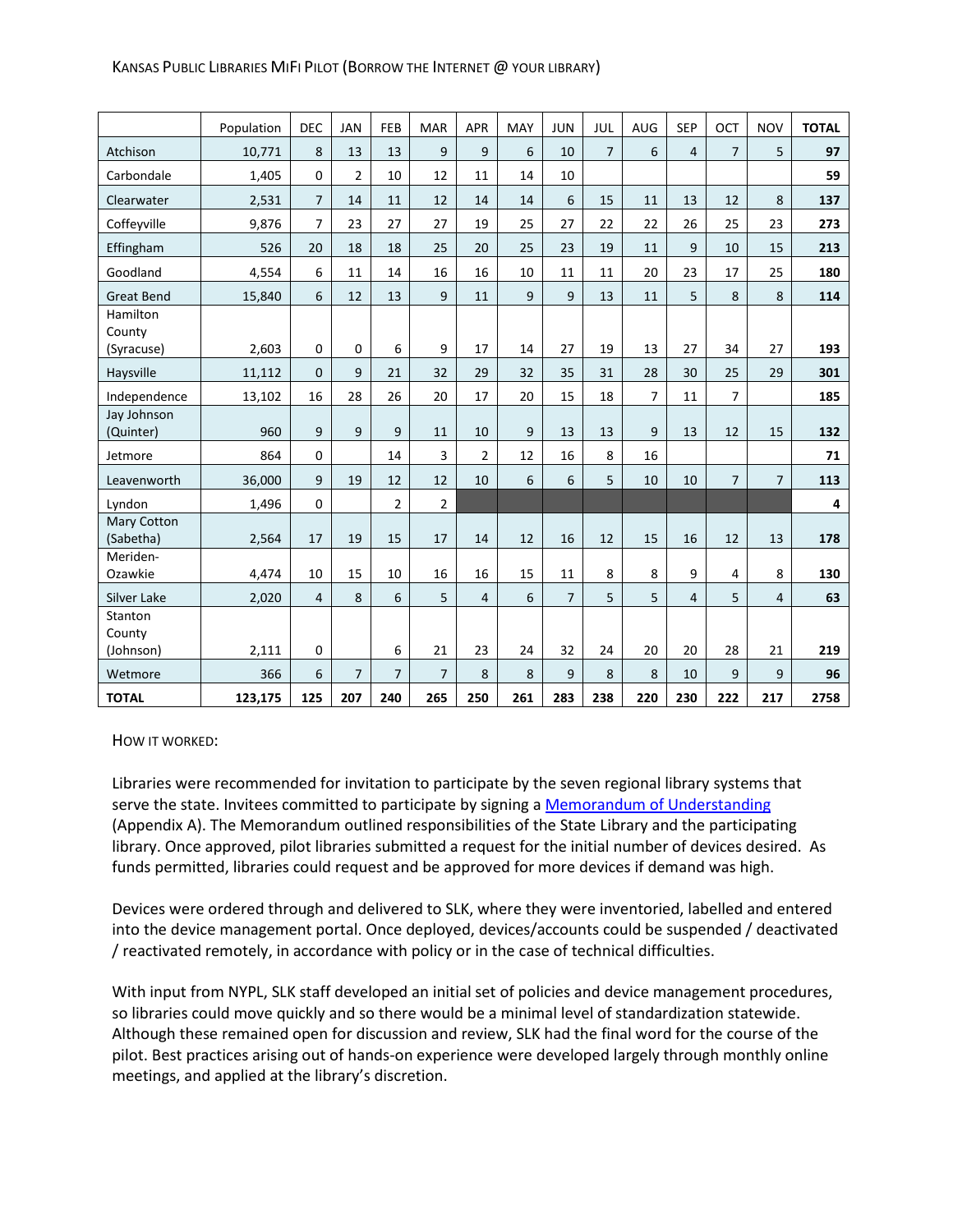KANSAS PUBLIC LIBRARIES MIFI PILOT (BORROW THE INTERNET @ YOUR LIBRARY)

| | Population | DEC | JAN | FEB | MAR | APR | MAY | JUN | JUL | AUG | SEP | OCT | NOV | TOTAL |
|---|---|---|---|---|---|---|---|---|---|---|---|---|---|---|
| Atchison | 10,771 | 8 | 13 | 13 | 9 | 9 | 6 | 10 | 7 | 6 | 4 | 7 | 5 | **97** |
| Carbondale | 1,405 | 0 | 2 | 10 | 12 | 11 | 14 | 10 | | | | | | **59** |
| Clearwater | 2,531 | 7 | 14 | 11 | 12 | 14 | 14 | 6 | 15 | 11 | 13 | 12 | 8 | **137** |
| Coffeyville | 9,876 | 7 | 23 | 27 | 27 | 19 | 25 | 27 | 22 | 22 | 26 | 25 | 23 | **273** |
| Effingham | 526 | 20 | 18 | 18 | 25 | 20 | 25 | 23 | 19 | 11 | 9 | 10 | 15 | **213** |
| Goodland | 4,554 | 6 | 11 | 14 | 16 | 16 | 10 | 11 | 11 | 20 | 23 | 17 | 25 | **180** |
| Great Bend | 15,840 | 6 | 12 | 13 | 9 | 11 | 9 | 9 | 13 | 11 | 5 | 8 | 8 | **114** |
| Hamilton County (Syracuse) | 2,603 | 0 | 0 | 6 | 9 | 17 | 14 | 27 | 19 | 13 | 27 | 34 | 27 | **193** |
| Haysville | 11,112 | 0 | 9 | 21 | 32 | 29 | 32 | 35 | 31 | 28 | 30 | 25 | 29 | **301** |
| Independence | 13,102 | 16 | 28 | 26 | 20 | 17 | 20 | 15 | 18 | 7 | 11 | 7 | | **185** |
| Jay Johnson (Quinter) | 960 | 9 | 9 | 9 | 11 | 10 | 9 | 13 | 13 | 9 | 13 | 12 | 15 | **132** |
| Jetmore | 864 | 0 | | 14 | 3 | 2 | 12 | 16 | 8 | 16 | | | | **71** |
| Leavenworth | 36,000 | 9 | 19 | 12 | 12 | 10 | 6 | 6 | 5 | 10 | 10 | 7 | 7 | **113** |
| Lyndon | 1,496 | 0 | | 2 | 2 | | | | | | | | | **4** |
| Mary Cotton (Sabetha) | 2,564 | 17 | 19 | 15 | 17 | 14 | 12 | 16 | 12 | 15 | 16 | 12 | 13 | **178** |
| Meriden-Ozawkie | 4,474 | 10 | 15 | 10 | 16 | 16 | 15 | 11 | 8 | 8 | 9 | 4 | 8 | **130** |
| Silver Lake | 2,020 | 4 | 8 | 6 | 5 | 4 | 6 | 7 | 5 | 5 | 4 | 5 | 4 | **63** |
| Stanton County (Johnson) | 2,111 | 0 | | 6 | 21 | 23 | 24 | 32 | 24 | 20 | 20 | 28 | 21 | **219** |
| Wetmore | 366 | 6 | 7 | 7 | 7 | 8 | 8 | 9 | 8 | 8 | 10 | 9 | 9 | **96** |
| **TOTAL** | **123,175** | **125** | **207** | **240** | **265** | **250** | **261** | **283** | **238** | **220** | **230** | **222** | **217** | **2758** |

HOW IT WORKED:

Libraries were recommended for invitation to participate by the seven regional library systems that serve the state. Invitees committed to participate by signing a Memorandum of Understanding (Appendix A). The Memorandum outlined responsibilities of the State Library and the participating library. Once approved, pilot libraries submitted a request for the initial number of devices desired. As funds permitted, libraries could request and be approved for more devices if demand was high.

Devices were ordered through and delivered to SLK, where they were inventoried, labelled and entered into the device management portal. Once deployed, devices/accounts could be suspended / deactivated / reactivated remotely, in accordance with policy or in the case of technical difficulties.

With input from NYPL, SLK staff developed an initial set of policies and device management procedures, so libraries could move quickly and so there would be a minimal level of standardization statewide. Although these remained open for discussion and review, SLK had the final word for the course of the pilot. Best practices arising out of hands-on experience were developed largely through monthly online meetings, and applied at the library's discretion.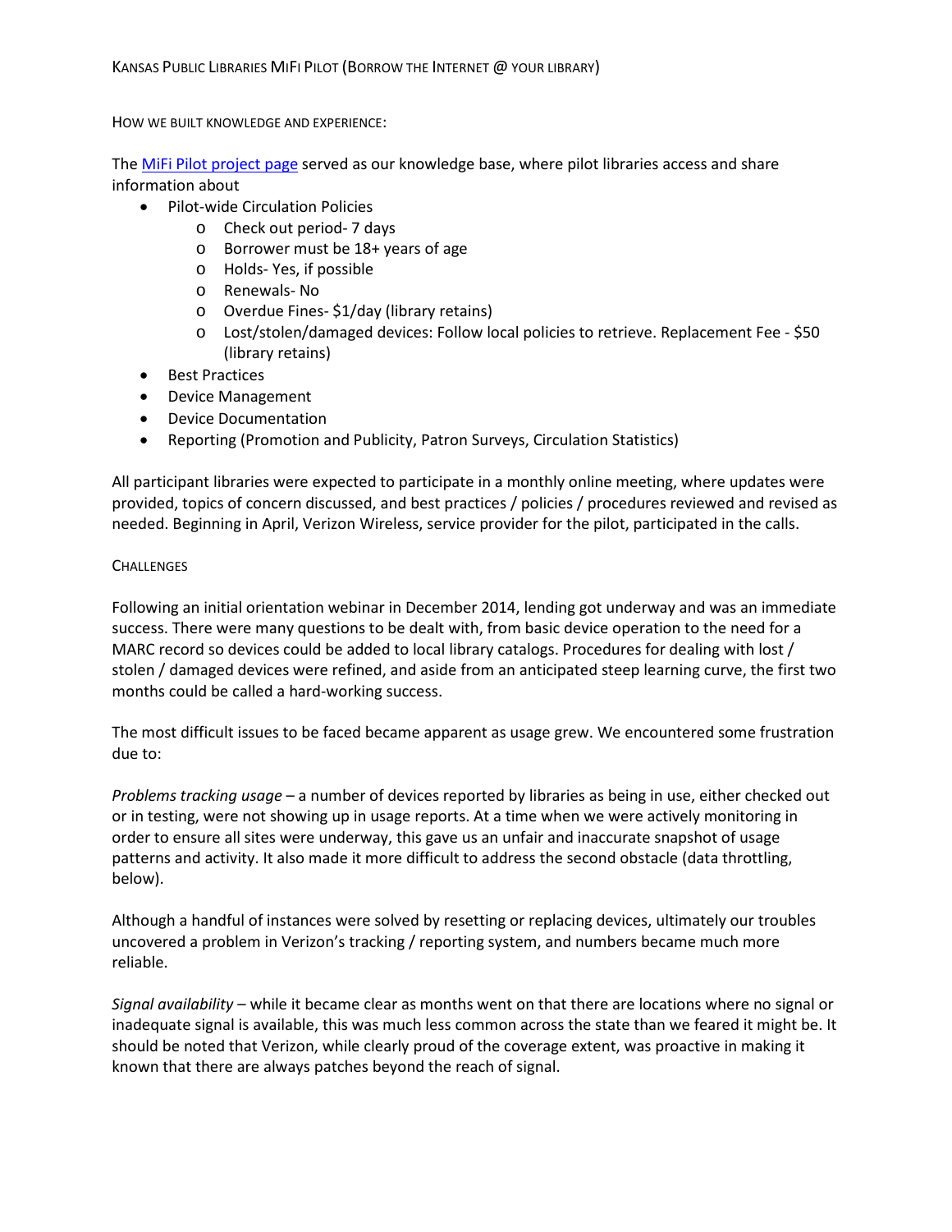# Kansas Public Libraries MiFi Pilot (Borrow the Internet @ your library)

## How we built knowledge and experience:

The MiFi Pilot project page served as our knowledge base, where pilot libraries access and share information about

- Pilot-wide Circulation Policies
  - Check out period- 7 days
  - Borrower must be 18+ years of age
  - Holds- Yes, if possible
  - Renewals- No
  - Overdue Fines- $1/day (library retains)
  - Lost/stolen/damaged devices: Follow local policies to retrieve. Replacement Fee - $50 (library retains)
- Best Practices
- Device Management
- Device Documentation
- Reporting (Promotion and Publicity, Patron Surveys, Circulation Statistics)

All participant libraries were expected to participate in a monthly online meeting, where updates were provided, topics of concern discussed, and best practices / policies / procedures reviewed and revised as needed. Beginning in April, Verizon Wireless, service provider for the pilot, participated in the calls.

## Challenges

Following an initial orientation webinar in December 2014, lending got underway and was an immediate success. There were many questions to be dealt with, from basic device operation to the need for a MARC record so devices could be added to local library catalogs. Procedures for dealing with lost / stolen / damaged devices were refined, and aside from an anticipated steep learning curve, the first two months could be called a hard-working success.

The most difficult issues to be faced became apparent as usage grew. We encountered some frustration due to:

*Problems tracking usage* – a number of devices reported by libraries as being in use, either checked out or in testing, were not showing up in usage reports. At a time when we were actively monitoring in order to ensure all sites were underway, this gave us an unfair and inaccurate snapshot of usage patterns and activity. It also made it more difficult to address the second obstacle (data throttling, below).

Although a handful of instances were solved by resetting or replacing devices, ultimately our troubles uncovered a problem in Verizon's tracking / reporting system, and numbers became much more reliable.

*Signal availability* – while it became clear as months went on that there are locations where no signal or inadequate signal is available, this was much less common across the state than we feared it might be. It should be noted that Verizon, while clearly proud of the coverage extent, was proactive in making it known that there are always patches beyond the reach of signal.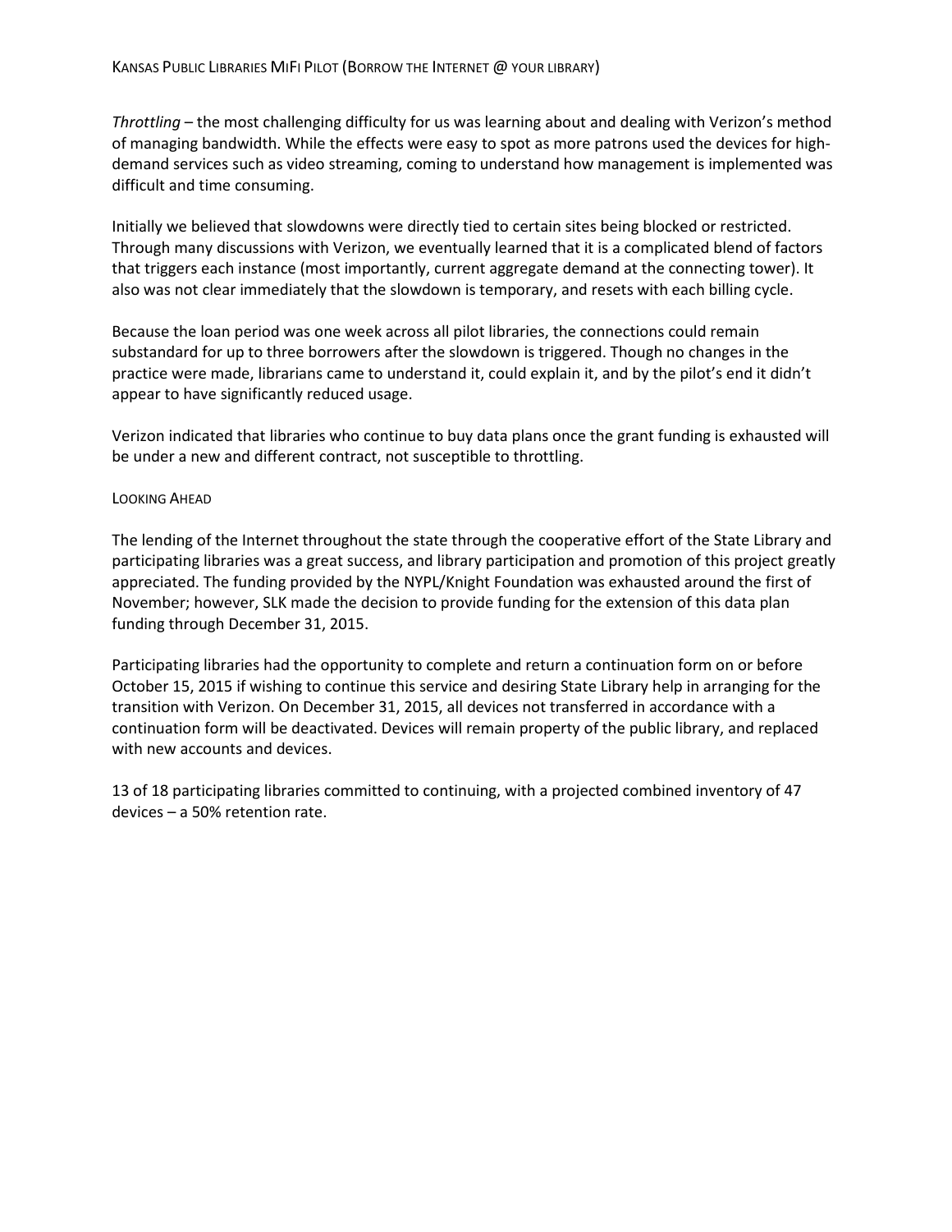*Throttling* – the most challenging difficulty for us was learning about and dealing with Verizon's method of managing bandwidth. While the effects were easy to spot as more patrons used the devices for high-demand services such as video streaming, coming to understand how management is implemented was difficult and time consuming.

Initially we believed that slowdowns were directly tied to certain sites being blocked or restricted. Through many discussions with Verizon, we eventually learned that it is a complicated blend of factors that triggers each instance (most importantly, current aggregate demand at the connecting tower). It also was not clear immediately that the slowdown is temporary, and resets with each billing cycle.

Because the loan period was one week across all pilot libraries, the connections could remain substandard for up to three borrowers after the slowdown is triggered. Though no changes in the practice were made, librarians came to understand it, could explain it, and by the pilot's end it didn't appear to have significantly reduced usage.

Verizon indicated that libraries who continue to buy data plans once the grant funding is exhausted will be under a new and different contract, not susceptible to throttling.

## Looking Ahead

The lending of the Internet throughout the state through the cooperative effort of the State Library and participating libraries was a great success, and library participation and promotion of this project greatly appreciated. The funding provided by the NYPL/Knight Foundation was exhausted around the first of November; however, SLK made the decision to provide funding for the extension of this data plan funding through December 31, 2015.

Participating libraries had the opportunity to complete and return a continuation form on or before October 15, 2015 if wishing to continue this service and desiring State Library help in arranging for the transition with Verizon. On December 31, 2015, all devices not transferred in accordance with a continuation form will be deactivated. Devices will remain property of the public library, and replaced with new accounts and devices.

13 of 18 participating libraries committed to continuing, with a projected combined inventory of 47 devices – a 50% retention rate.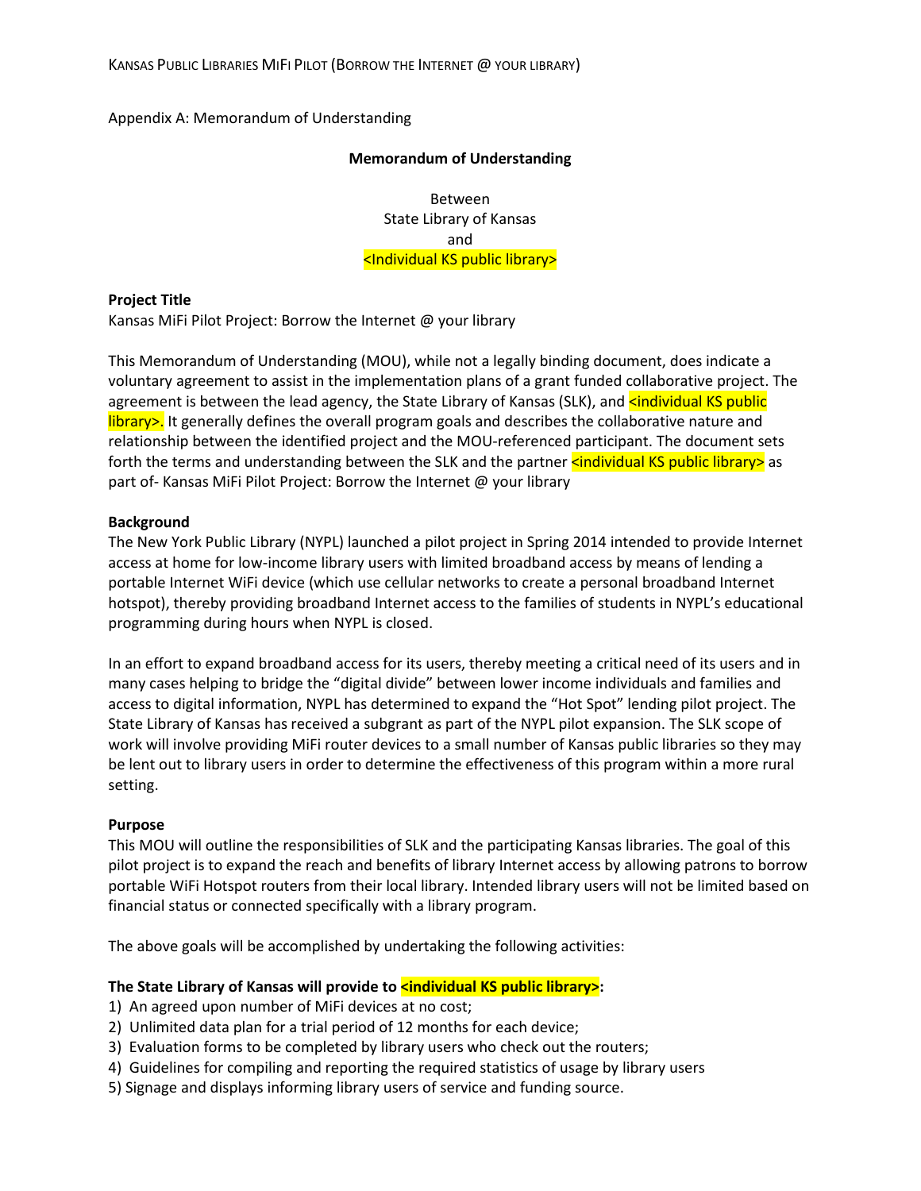Appendix A: Memorandum of Understanding

**Memorandum of Understanding**

Between
State Library of Kansas
and
<Individual KS public library>

**Project Title**
Kansas MiFi Pilot Project: Borrow the Internet @ your library

This Memorandum of Understanding (MOU), while not a legally binding document, does indicate a voluntary agreement to assist in the implementation plans of a grant funded collaborative project. The agreement is between the lead agency, the State Library of Kansas (SLK), and <individual KS public library>. It generally defines the overall program goals and describes the collaborative nature and relationship between the identified project and the MOU-referenced participant. The document sets forth the terms and understanding between the SLK and the partner <individual KS public library> as part of- Kansas MiFi Pilot Project: Borrow the Internet @ your library

**Background**
The New York Public Library (NYPL) launched a pilot project in Spring 2014 intended to provide Internet access at home for low-income library users with limited broadband access by means of lending a portable Internet WiFi device (which use cellular networks to create a personal broadband Internet hotspot), thereby providing broadband Internet access to the families of students in NYPL's educational programming during hours when NYPL is closed.

In an effort to expand broadband access for its users, thereby meeting a critical need of its users and in many cases helping to bridge the "digital divide" between lower income individuals and families and access to digital information, NYPL has determined to expand the "Hot Spot" lending pilot project. The State Library of Kansas has received a subgrant as part of the NYPL pilot expansion. The SLK scope of work will involve providing MiFi router devices to a small number of Kansas public libraries so they may be lent out to library users in order to determine the effectiveness of this program within a more rural setting.

**Purpose**
This MOU will outline the responsibilities of SLK and the participating Kansas libraries. The goal of this pilot project is to expand the reach and benefits of library Internet access by allowing patrons to borrow portable WiFi Hotspot routers from their local library. Intended library users will not be limited based on financial status or connected specifically with a library program.

The above goals will be accomplished by undertaking the following activities:

**The State Library of Kansas will provide to <individual KS public library>:**

1) An agreed upon number of MiFi devices at no cost;
2) Unlimited data plan for a trial period of 12 months for each device;
3) Evaluation forms to be completed by library users who check out the routers;
4) Guidelines for compiling and reporting the required statistics of usage by library users
5) Signage and displays informing library users of service and funding source.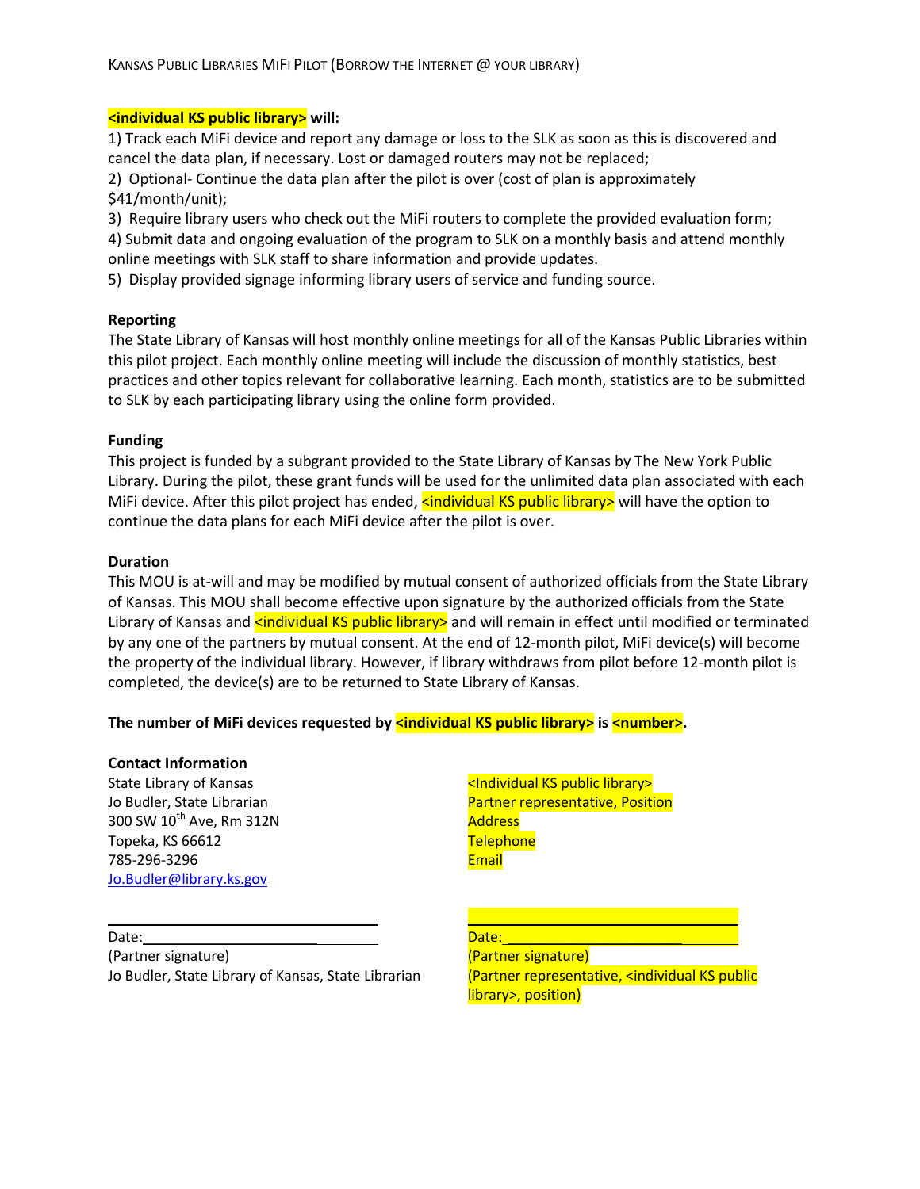**<individual KS public library> will:**

1) Track each MiFi device and report any damage or loss to the SLK as soon as this is discovered and cancel the data plan, if necessary. Lost or damaged routers may not be replaced;
2) Optional- Continue the data plan after the pilot is over (cost of plan is approximately $41/month/unit);
3) Require library users who check out the MiFi routers to complete the provided evaluation form;
4) Submit data and ongoing evaluation of the program to SLK on a monthly basis and attend monthly online meetings with SLK staff to share information and provide updates.
5) Display provided signage informing library users of service and funding source.

**Reporting**

The State Library of Kansas will host monthly online meetings for all of the Kansas Public Libraries within this pilot project. Each monthly online meeting will include the discussion of monthly statistics, best practices and other topics relevant for collaborative learning. Each month, statistics are to be submitted to SLK by each participating library using the online form provided.

**Funding**

This project is funded by a subgrant provided to the State Library of Kansas by The New York Public Library. During the pilot, these grant funds will be used for the unlimited data plan associated with each MiFi device. After this pilot project has ended, <individual KS public library> will have the option to continue the data plans for each MiFi device after the pilot is over.

**Duration**

This MOU is at-will and may be modified by mutual consent of authorized officials from the State Library of Kansas. This MOU shall become effective upon signature by the authorized officials from the State Library of Kansas and <individual KS public library> and will remain in effect until modified or terminated by any one of the partners by mutual consent. At the end of 12-month pilot, MiFi device(s) will become the property of the individual library. However, if library withdraws from pilot before 12-month pilot is completed, the device(s) are to be returned to State Library of Kansas.

**The number of MiFi devices requested by <individual KS public library> is <number>.**

**Contact Information**

State Library of Kansas
Jo Budler, State Librarian
300 SW 10th Ave, Rm 312N
Topeka, KS 66612
785-296-3296
Jo.Budler@library.ks.gov

<Individual KS public library>
Partner representative, Position
Address
Telephone
Email

______________________________
Date:__________________________
(Partner signature)
Jo Budler, State Library of Kansas, State Librarian

______________________________
Date:__________________________
(Partner signature)
(Partner representative, <individual KS public library>, position)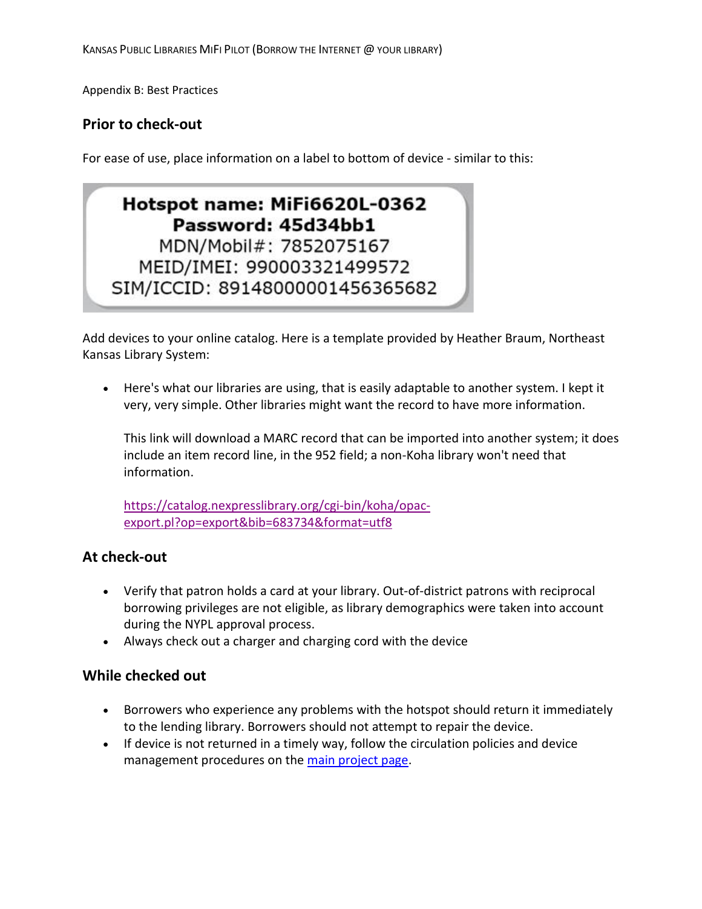Appendix B: Best Practices

## Prior to check-out

For ease of use, place information on a label to bottom of device - similar to this:

**Hotspot name: MiFi6620L-0362**
**Password: 45d34bb1**
MDN/Mobil#: 7852075167
MEID/IMEI: 990003321499572
SIM/ICCID: 89148000001456365682

Add devices to your online catalog. Here is a template provided by Heather Braum, Northeast Kansas Library System:

- Here's what our libraries are using, that is easily adaptable to another system. I kept it very, very simple. Other libraries might want the record to have more information.

  This link will download a MARC record that can be imported into another system; it does include an item record line, in the 952 field; a non-Koha library won't need that information.

  https://catalog.nexpresslibrary.org/cgi-bin/koha/opac-export.pl?op=export&bib=683734&format=utf8

## At check-out

- Verify that patron holds a card at your library. Out-of-district patrons with reciprocal borrowing privileges are not eligible, as library demographics were taken into account during the NYPL approval process.
- Always check out a charger and charging cord with the device

## While checked out

- Borrowers who experience any problems with the hotspot should return it immediately to the lending library. Borrowers should not attempt to repair the device.
- If device is not returned in a timely way, follow the circulation policies and device management procedures on the main project page.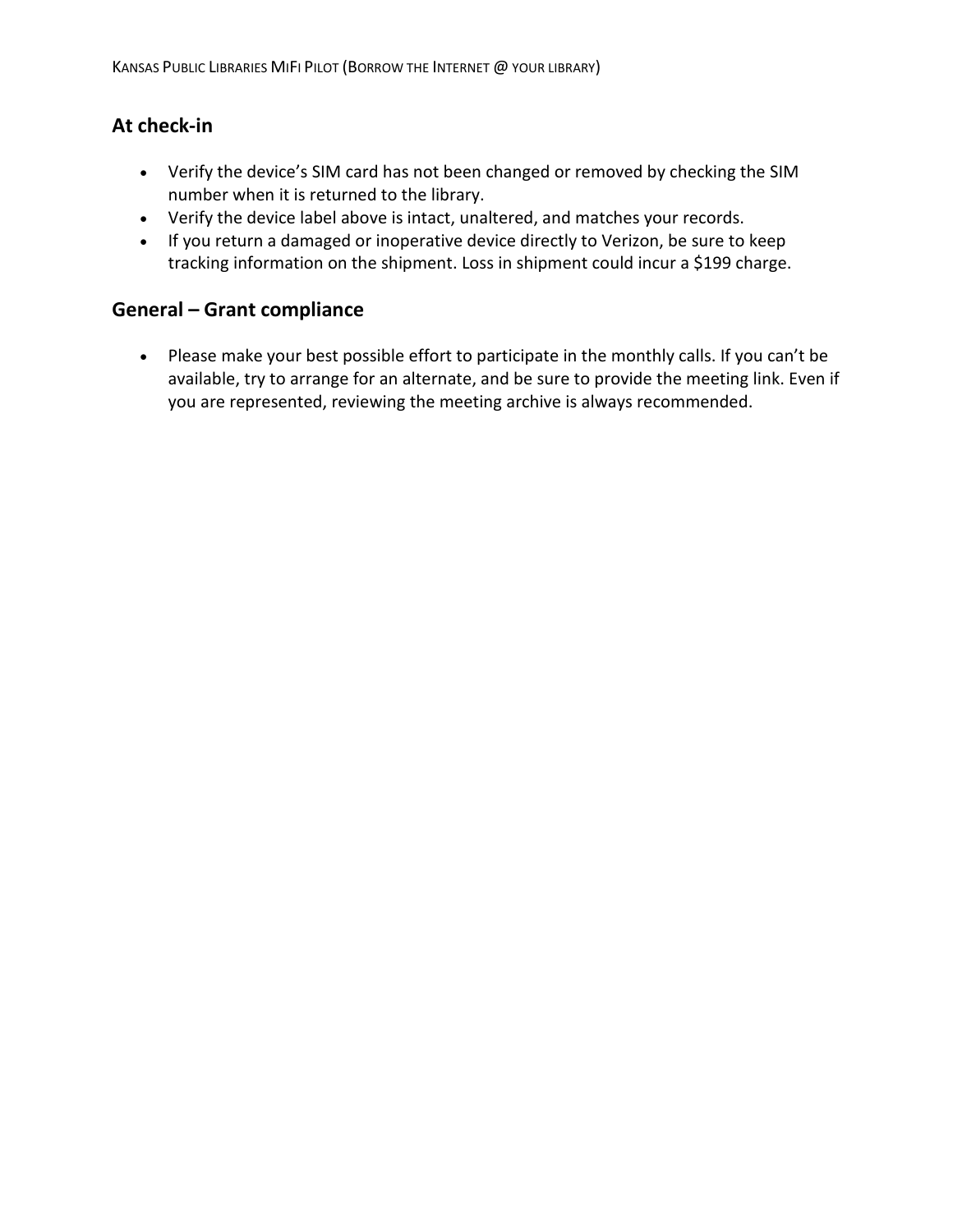## At check-in

- Verify the device's SIM card has not been changed or removed by checking the SIM number when it is returned to the library.
- Verify the device label above is intact, unaltered, and matches your records.
- If you return a damaged or inoperative device directly to Verizon, be sure to keep tracking information on the shipment. Loss in shipment could incur a $199 charge.

## General – Grant compliance

- Please make your best possible effort to participate in the monthly calls. If you can't be available, try to arrange for an alternate, and be sure to provide the meeting link. Even if you are represented, reviewing the meeting archive is always recommended.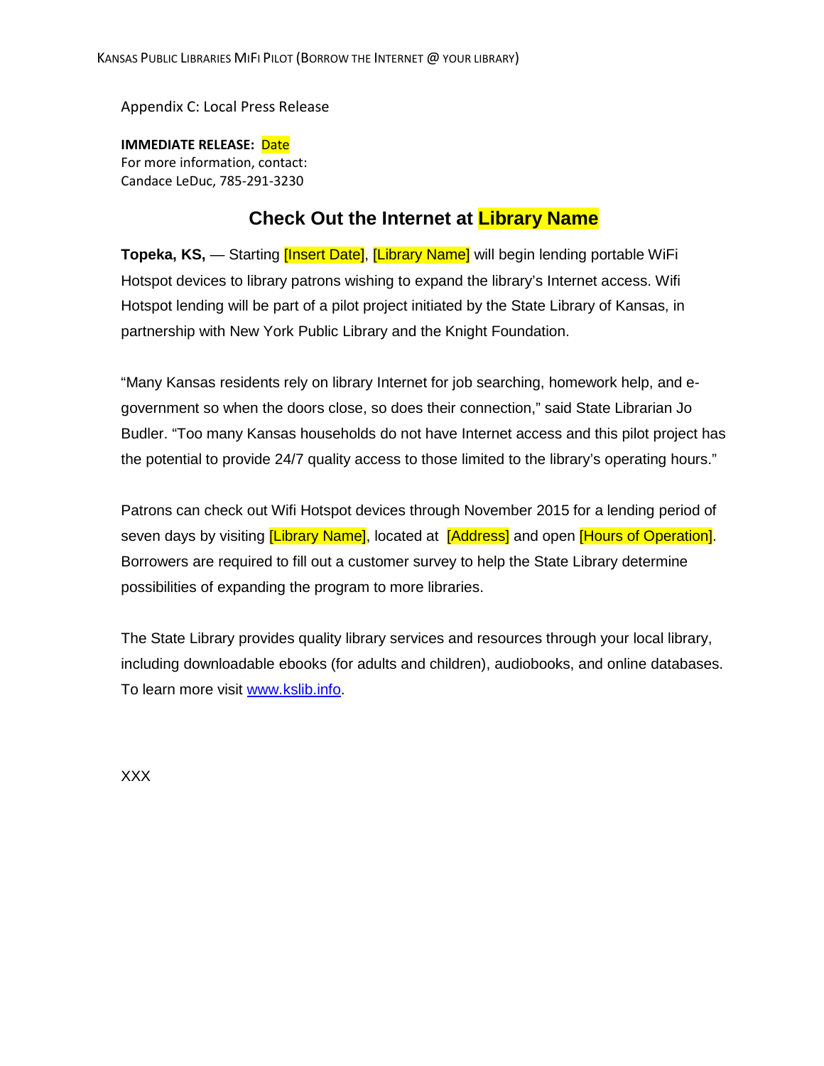Appendix C: Local Press Release

**IMMEDIATE RELEASE:** Date
For more information, contact:
Candace LeDuc, 785-291-3230

## Check Out the Internet at Library Name

**Topeka, KS,** — Starting [Insert Date], [Library Name] will begin lending portable WiFi Hotspot devices to library patrons wishing to expand the library's Internet access. Wifi Hotspot lending will be part of a pilot project initiated by the State Library of Kansas, in partnership with New York Public Library and the Knight Foundation.

"Many Kansas residents rely on library Internet for job searching, homework help, and e-government so when the doors close, so does their connection," said State Librarian Jo Budler. "Too many Kansas households do not have Internet access and this pilot project has the potential to provide 24/7 quality access to those limited to the library's operating hours."

Patrons can check out Wifi Hotspot devices through November 2015 for a lending period of seven days by visiting [Library Name], located at [Address] and open [Hours of Operation]. Borrowers are required to fill out a customer survey to help the State Library determine possibilities of expanding the program to more libraries.

The State Library provides quality library services and resources through your local library, including downloadable ebooks (for adults and children), audiobooks, and online databases. To learn more visit www.kslib.info.

XXX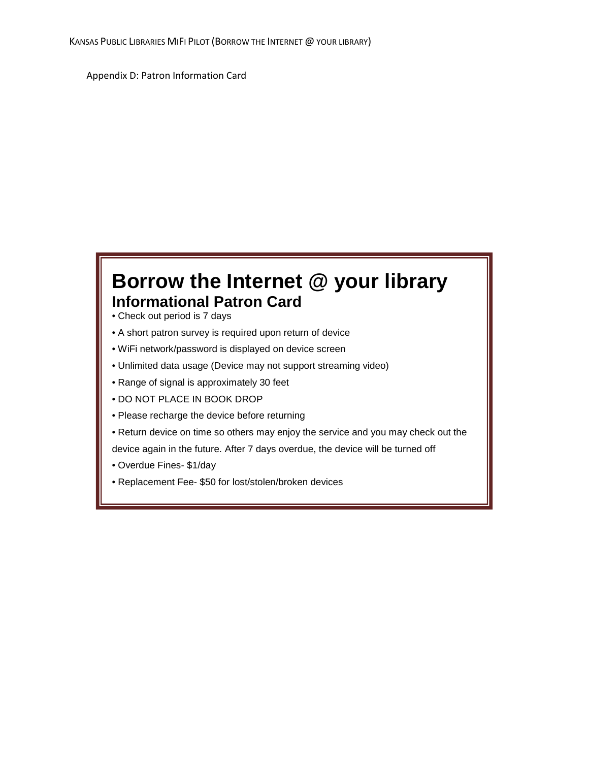Appendix D: Patron Information Card

# Borrow the Internet @ your library

## Informational Patron Card

- Check out period is 7 days
- A short patron survey is required upon return of device
- WiFi network/password is displayed on device screen
- Unlimited data usage (Device may not support streaming video)
- Range of signal is approximately 30 feet
- DO NOT PLACE IN BOOK DROP
- Please recharge the device before returning
- Return device on time so others may enjoy the service and you may check out the device again in the future. After 7 days overdue, the device will be turned off
- Overdue Fines- $1/day
- Replacement Fee- $50 for lost/stolen/broken devices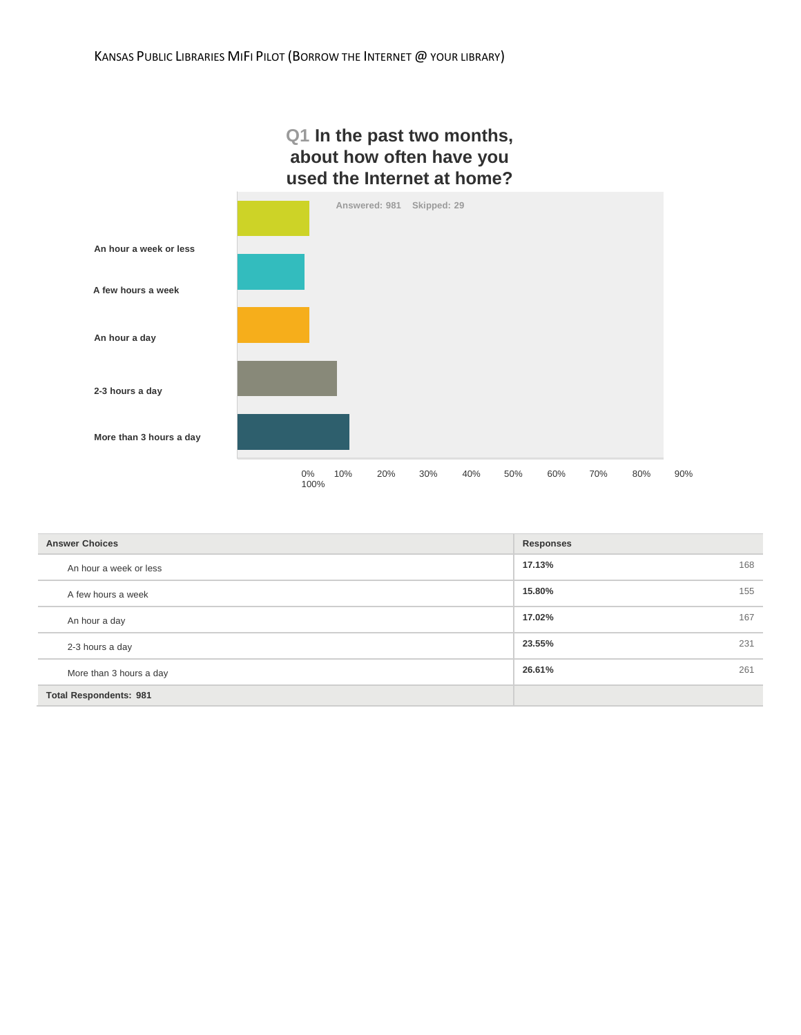## Q1 In the past two months, about how often have you used the Internet at home?

Answered: 981 Skipped: 29

| Answer Choices | Responses | |
|---|---|---|
| An hour a week or less | 17.13% | 168 |
| A few hours a week | 15.80% | 155 |
| An hour a day | 17.02% | 167 |
| 2-3 hours a day | 23.55% | 231 |
| More than 3 hours a day | 26.61% | 261 |
| Total Respondents: 981 | | |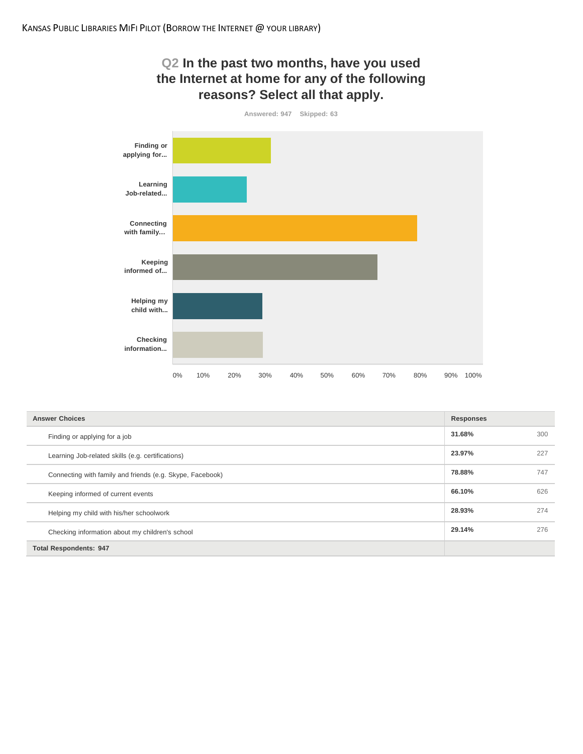# Q2 In the past two months, have you used the Internet at home for any of the following reasons? Select all that apply.

Answered: 947 Skipped: 63

| Answer Choices | Responses | |
|---|---|---|
| Finding or applying for a job | 31.68% | 300 |
| Learning Job-related skills (e.g. certifications) | 23.97% | 227 |
| Connecting with family and friends (e.g. Skype, Facebook) | 78.88% | 747 |
| Keeping informed of current events | 66.10% | 626 |
| Helping my child with his/her schoolwork | 28.93% | 274 |
| Checking information about my children's school | 29.14% | 276 |
| **Total Respondents: 947** | | |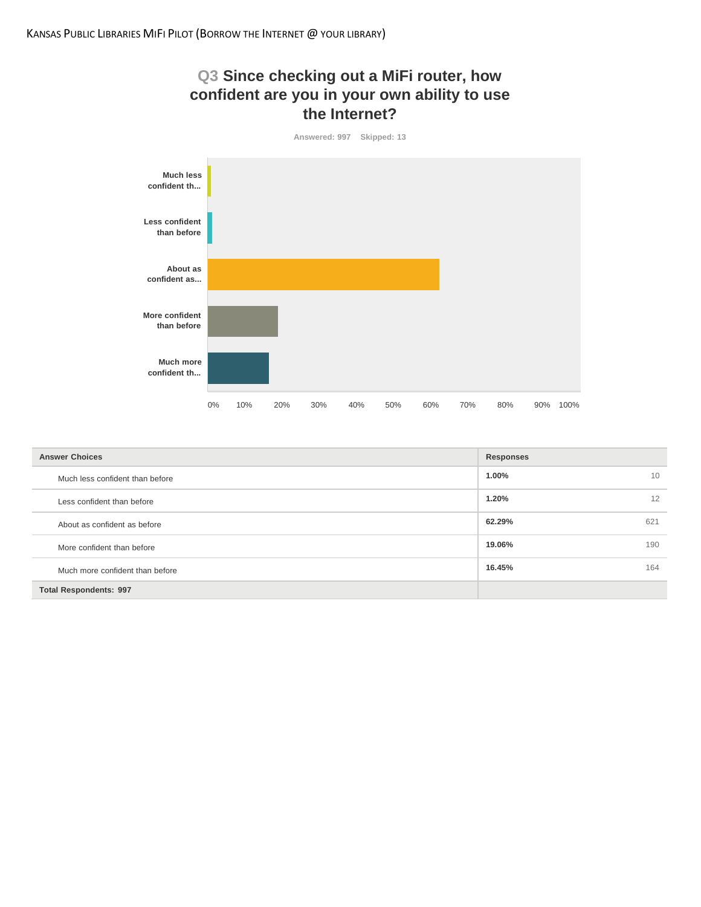# Q3 Since checking out a MiFi router, how confident are you in your own ability to use the Internet?

Answered: 997 Skipped: 13

| Answer Choices | Responses | |
|---|---|---|
| Much less confident than before | 1.00% | 10 |
| Less confident than before | 1.20% | 12 |
| About as confident as before | 62.29% | 621 |
| More confident than before | 19.06% | 190 |
| Much more confident than before | 16.45% | 164 |
| **Total Respondents: 997** | | |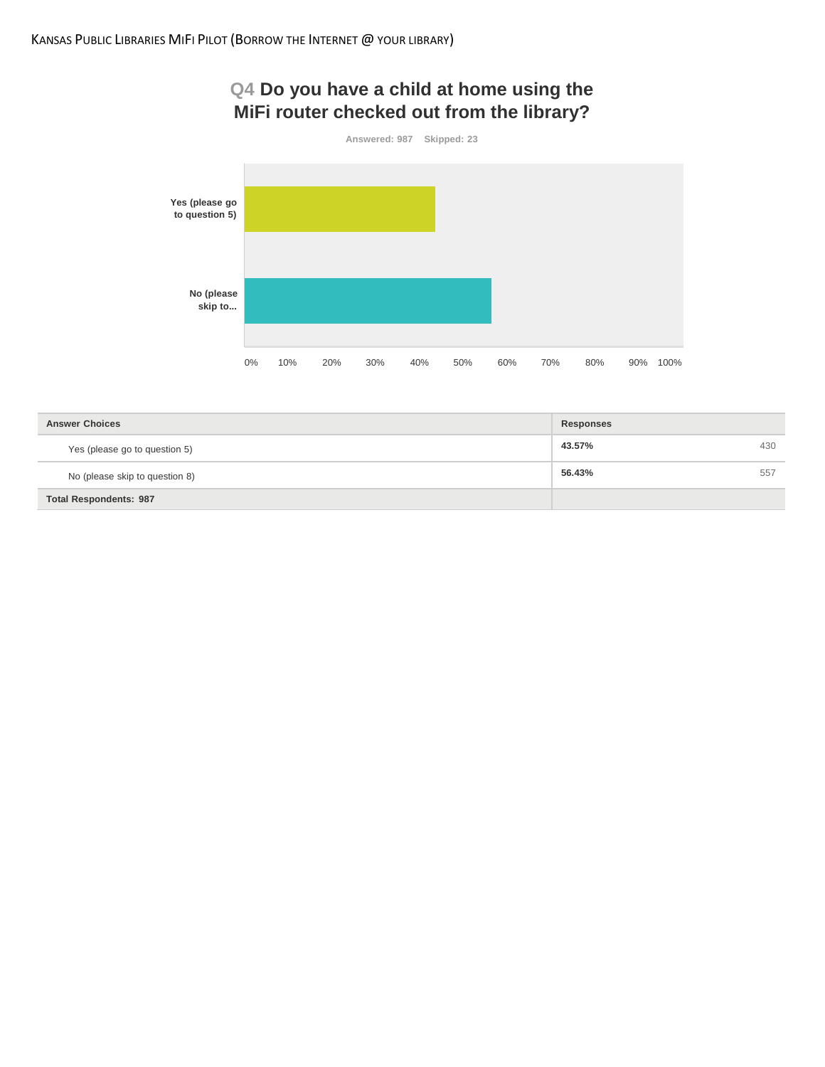## Q4 Do you have a child at home using the MiFi router checked out from the library?

Answered: 987 Skipped: 23

| Answer Choices | Responses | |
|---|---|---|
| Yes (please go to question 5) | 43.57% | 430 |
| No (please skip to question 8) | 56.43% | 557 |
| **Total Respondents: 987** | | |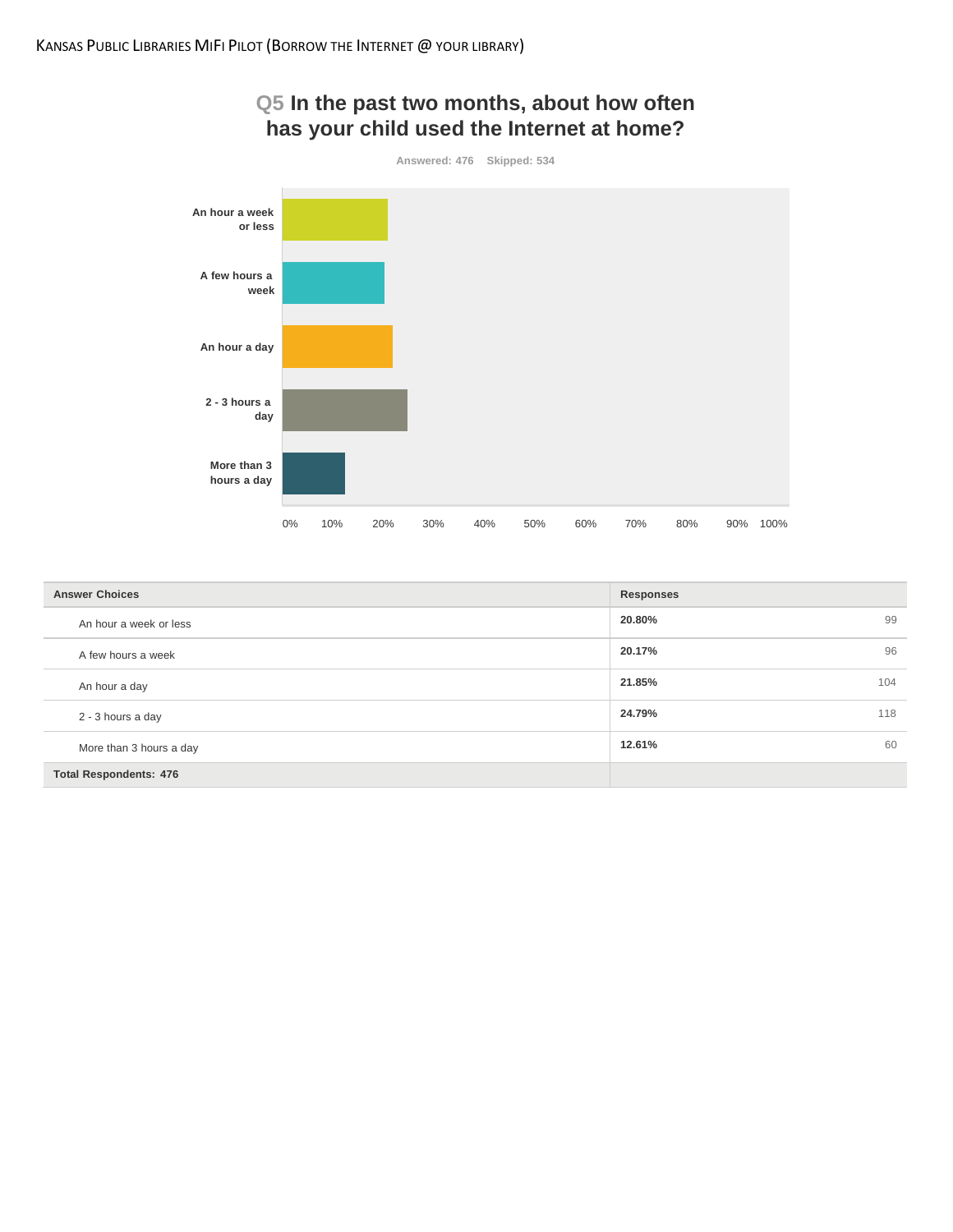## Q5 In the past two months, about how often has your child used the Internet at home?

Answered: 476 Skipped: 534

| Answer Choices | Responses | |
|---|---|---|
| An hour a week or less | 20.80% | 99 |
| A few hours a week | 20.17% | 96 |
| An hour a day | 21.85% | 104 |
| 2 - 3 hours a day | 24.79% | 118 |
| More than 3 hours a day | 12.61% | 60 |
| Total Respondents: 476 | | |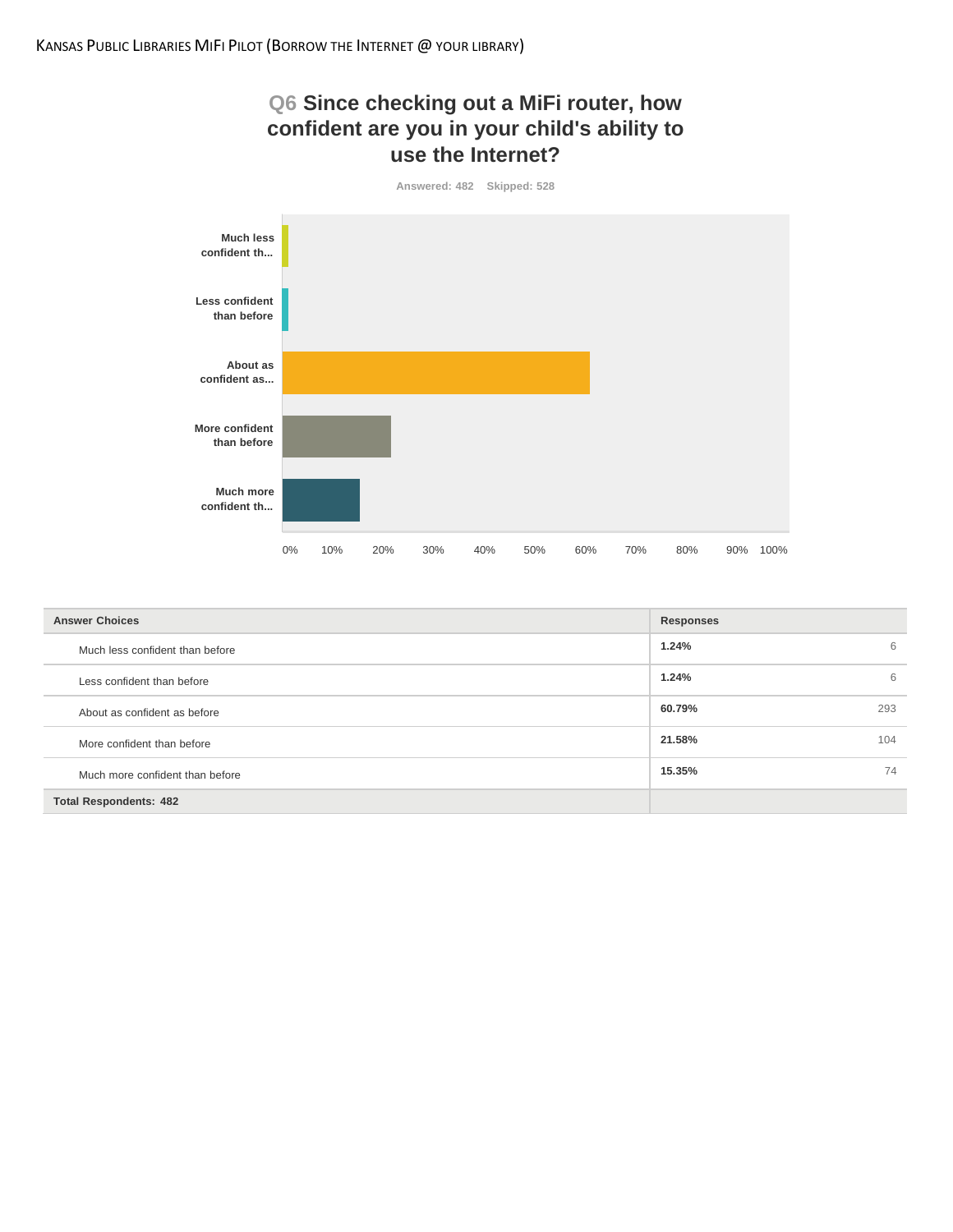## Q6 Since checking out a MiFi router, how confident are you in your child's ability to use the Internet?

Answered: 482 Skipped: 528

| Answer Choices | Responses | |
|---|---|---|
| Much less confident than before | 1.24% | 6 |
| Less confident than before | 1.24% | 6 |
| About as confident as before | 60.79% | 293 |
| More confident than before | 21.58% | 104 |
| Much more confident than before | 15.35% | 74 |
| **Total Respondents: 482** | | |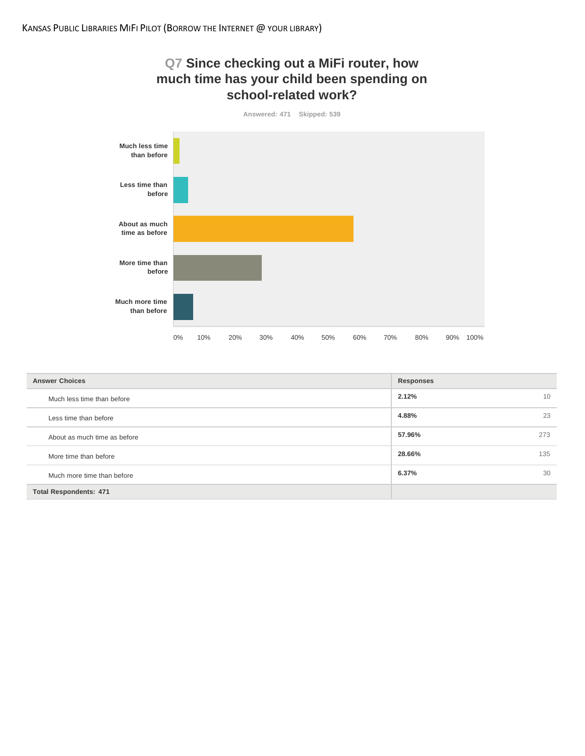## Q7 Since checking out a MiFi router, how much time has your child been spending on school-related work?

Answered: 471 Skipped: 539

| Answer Choices | Responses | |
|---|---|---|
| Much less time than before | 2.12% | 10 |
| Less time than before | 4.88% | 23 |
| About as much time as before | 57.96% | 273 |
| More time than before | 28.66% | 135 |
| Much more time than before | 6.37% | 30 |
| **Total Respondents: 471** | | |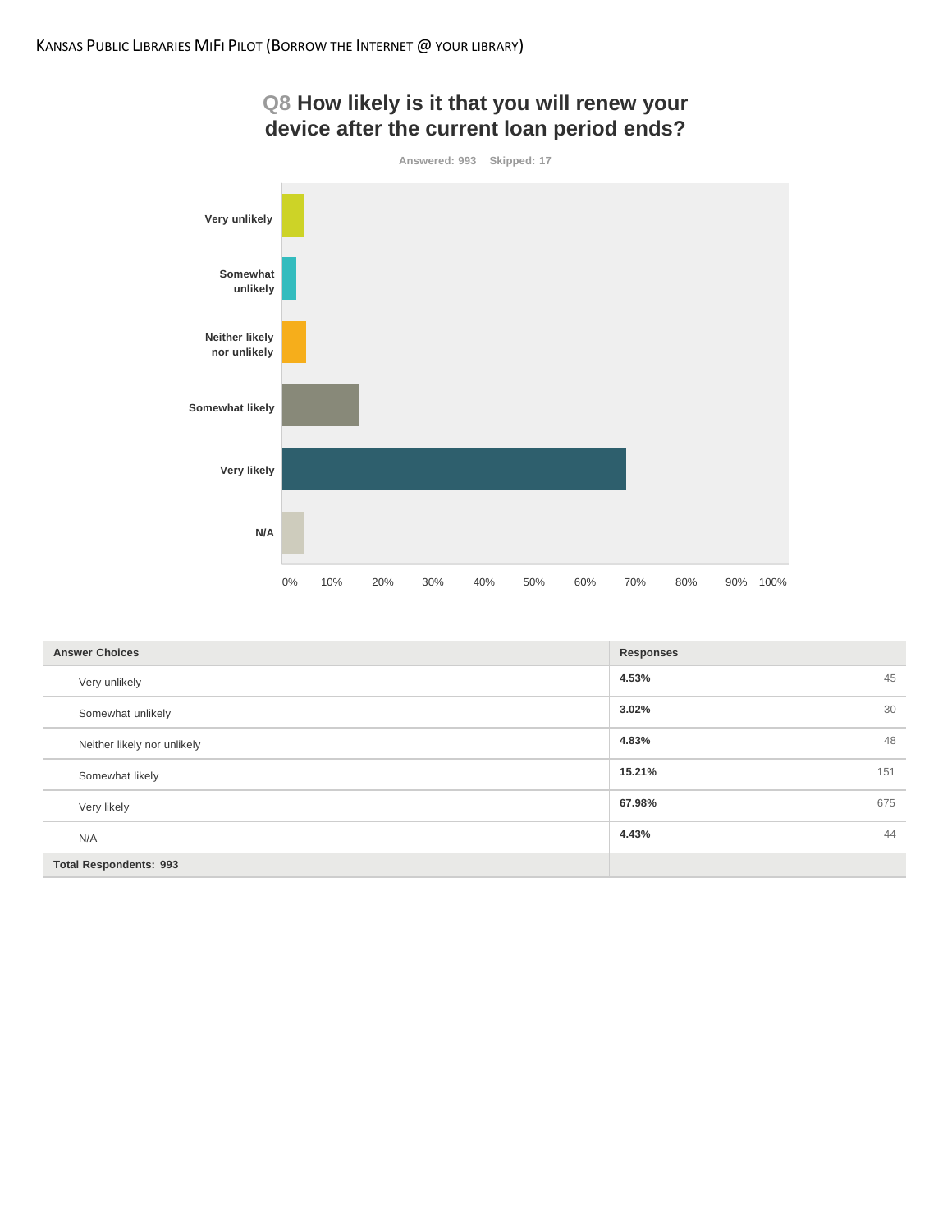## Q8 How likely is it that you will renew your device after the current loan period ends?

Answered: 993 Skipped: 17

| Answer Choices | Responses | |
|---|---|---|
| Very unlikely | 4.53% | 45 |
| Somewhat unlikely | 3.02% | 30 |
| Neither likely nor unlikely | 4.83% | 48 |
| Somewhat likely | 15.21% | 151 |
| Very likely | 67.98% | 675 |
| N/A | 4.43% | 44 |
| Total Respondents: 993 | | |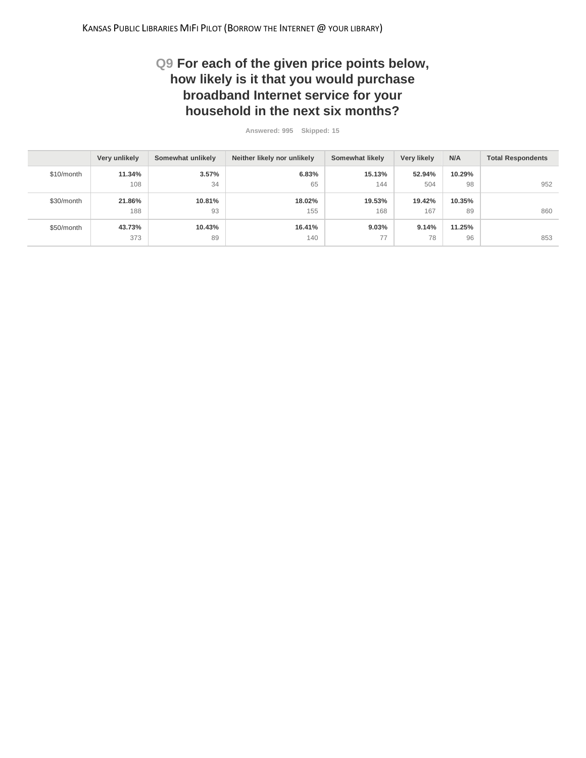## Q9 For each of the given price points below, how likely is it that you would purchase broadband Internet service for your household in the next six months?

Answered: 995 Skipped: 15

| | Very unlikely | Somewhat unlikely | Neither likely nor unlikely | Somewhat likely | Very likely | N/A | Total Respondents |
|---|---|---|---|---|---|---|---|
| $10/month | **11.34%** 108 | **3.57%** 34 | **6.83%** 65 | **15.13%** 144 | **52.94%** 504 | **10.29%** 98 | 952 |
| $30/month | **21.86%** 188 | **10.81%** 93 | **18.02%** 155 | **19.53%** 168 | **19.42%** 167 | **10.35%** 89 | 860 |
| $50/month | **43.73%** 373 | **10.43%** 89 | **16.41%** 140 | **9.03%** 77 | **9.14%** 78 | **11.25%** 96 | 853 |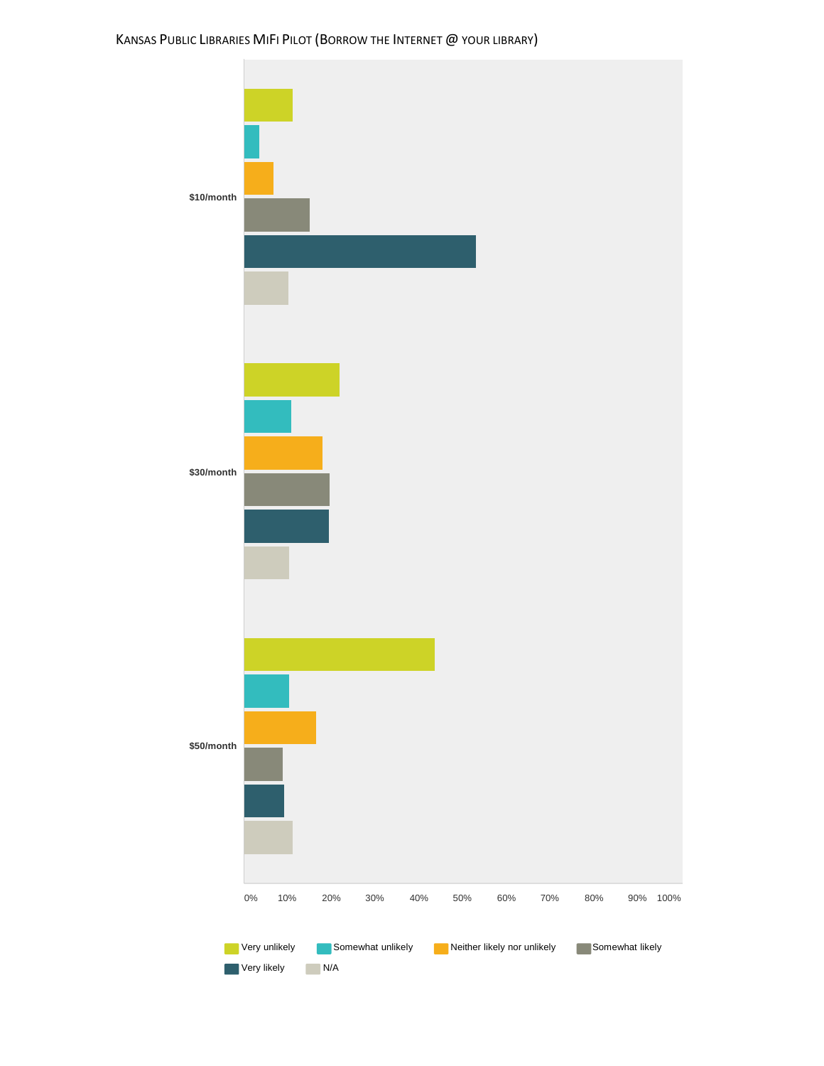KANSAS PUBLIC LIBRARIES MIFI PILOT (BORROW THE INTERNET @ YOUR LIBRARY)

$10/month

$30/month

$50/month

0% 10% 20% 30% 40% 50% 60% 70% 80% 90% 100%

Very unlikely | Somewhat unlikely | Neither likely nor unlikely | Somewhat likely | Very likely | N/A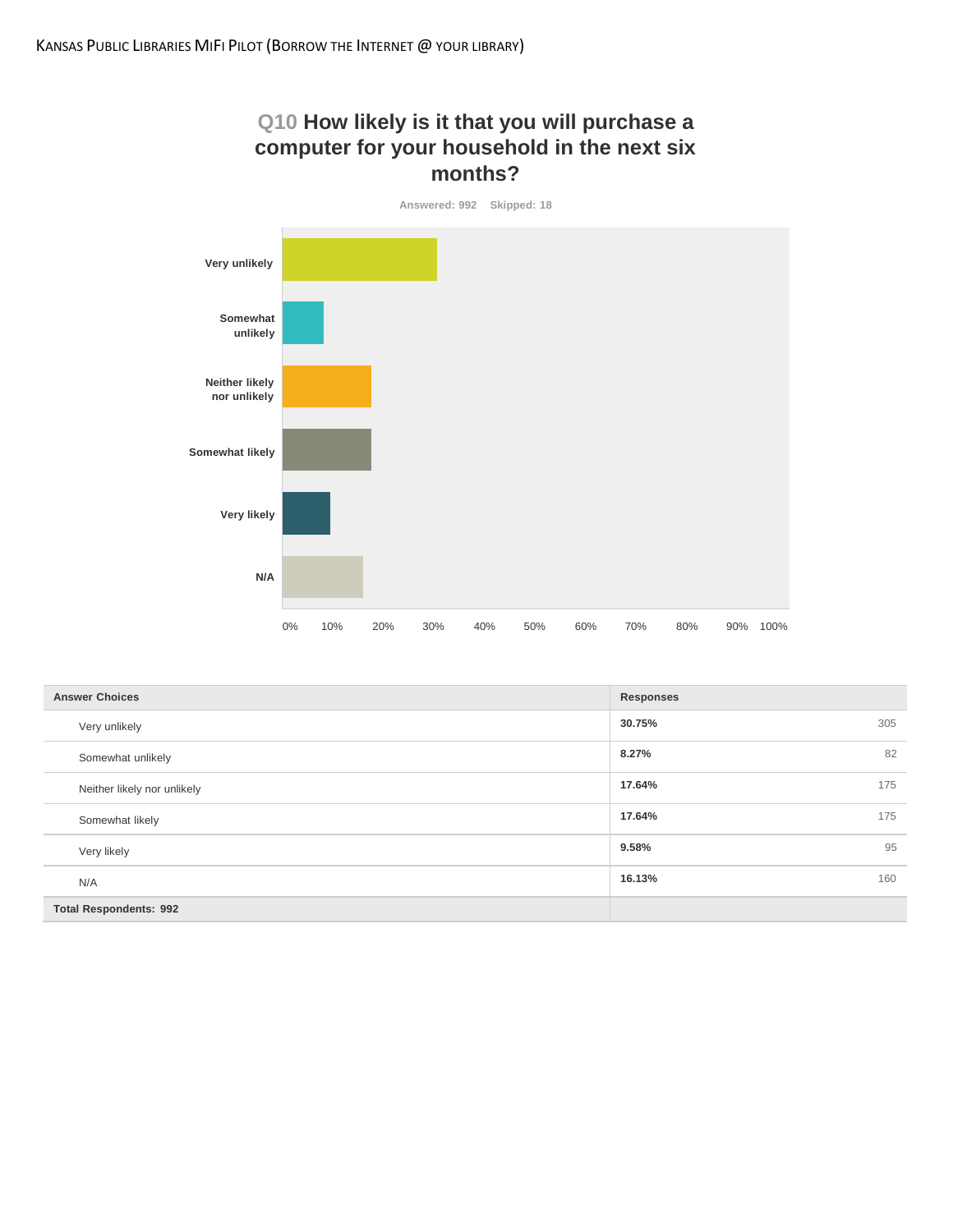## Q10 How likely is it that you will purchase a computer for your household in the next six months?

Answered: 992 Skipped: 18

| Answer Choices | Responses | |
|---|---|---|
| Very unlikely | 30.75% | 305 |
| Somewhat unlikely | 8.27% | 82 |
| Neither likely nor unlikely | 17.64% | 175 |
| Somewhat likely | 17.64% | 175 |
| Very likely | 9.58% | 95 |
| N/A | 16.13% | 160 |
| **Total Respondents: 992** | | |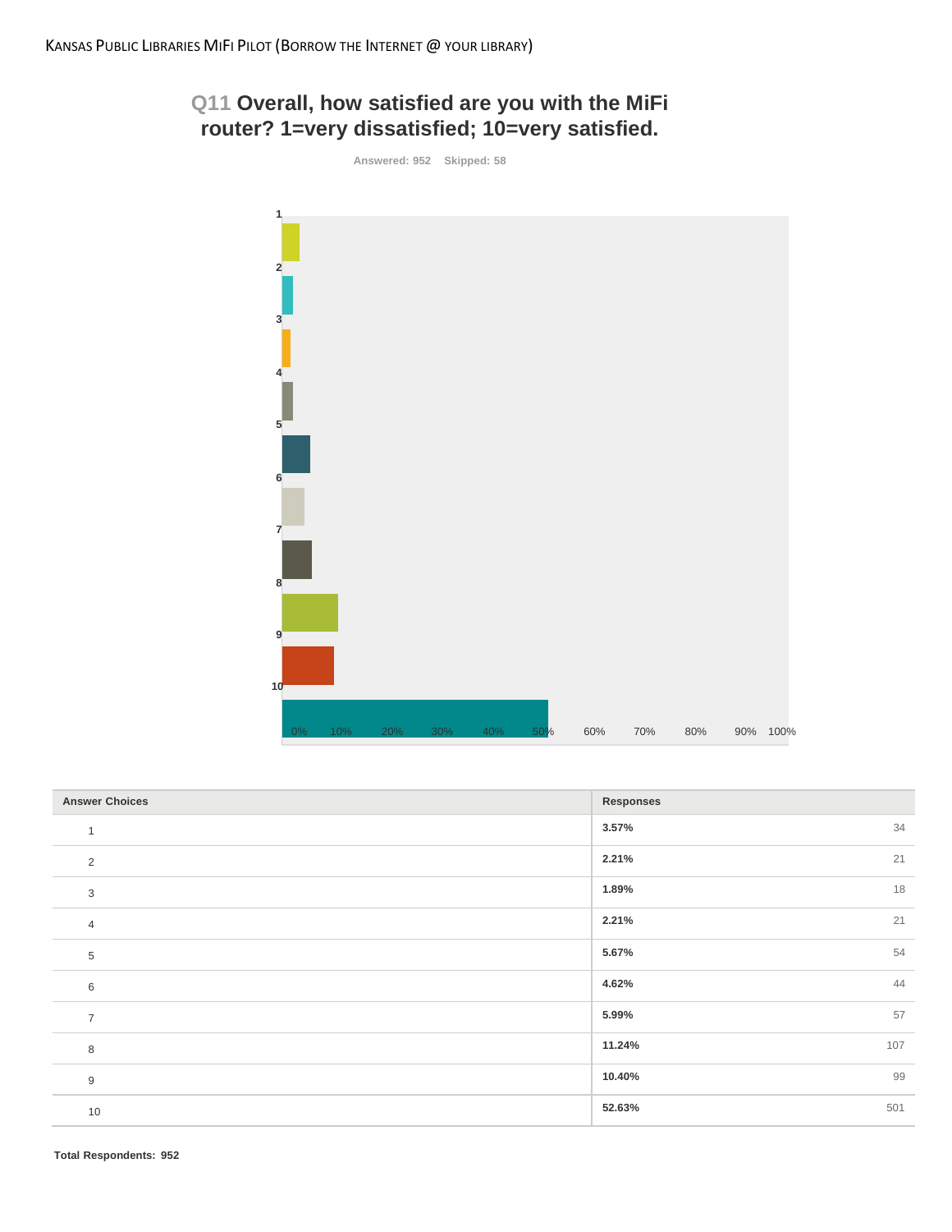## Q11 Overall, how satisfied are you with the MiFi router? 1=very dissatisfied; 10=very satisfied.

Answered: 952 Skipped: 58

| Answer Choices | Responses | |
|---|---|---|
| 1 | 3.57% | 34 |
| 2 | 2.21% | 21 |
| 3 | 1.89% | 18 |
| 4 | 2.21% | 21 |
| 5 | 5.67% | 54 |
| 6 | 4.62% | 44 |
| 7 | 5.99% | 57 |
| 8 | 11.24% | 107 |
| 9 | 10.40% | 99 |
| 10 | 52.63% | 501 |

**Total Respondents: 952**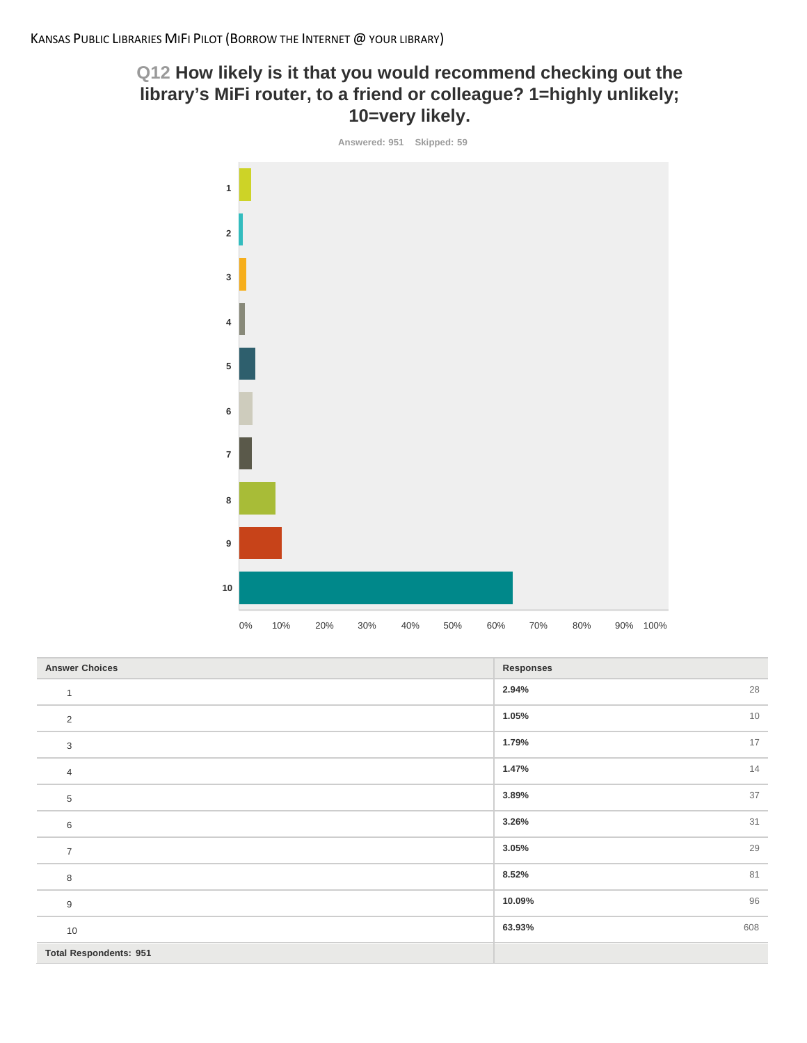## Q12 How likely is it that you would recommend checking out the library's MiFi router, to a friend or colleague? 1=highly unlikely; 10=very likely.

Answered: 951 Skipped: 59

| Answer Choices | Responses | |
|---|---|---|
| 1 | 2.94% | 28 |
| 2 | 1.05% | 10 |
| 3 | 1.79% | 17 |
| 4 | 1.47% | 14 |
| 5 | 3.89% | 37 |
| 6 | 3.26% | 31 |
| 7 | 3.05% | 29 |
| 8 | 8.52% | 81 |
| 9 | 10.09% | 96 |
| 10 | 63.93% | 608 |
| **Total Respondents: 951** | | |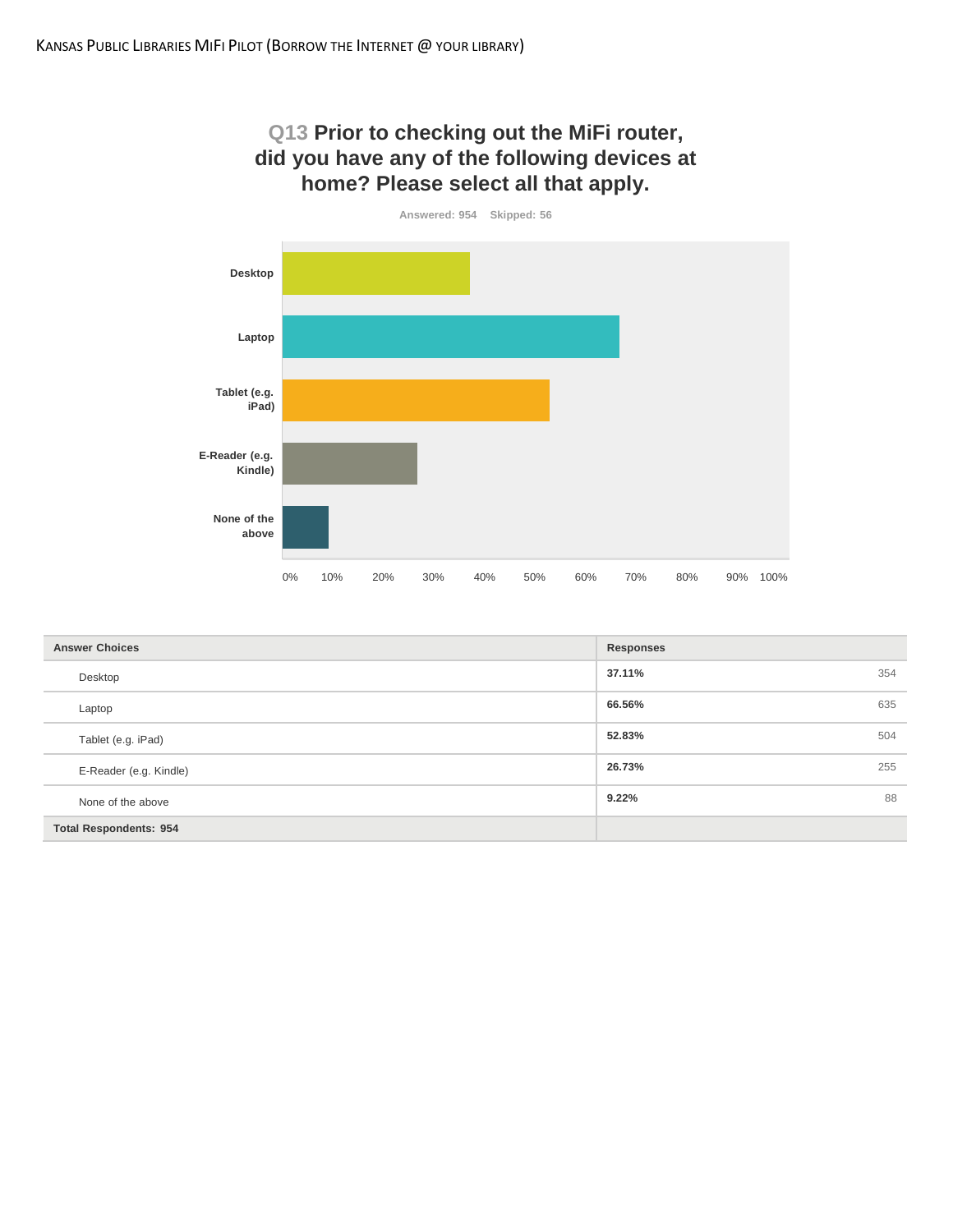## Q13 Prior to checking out the MiFi router, did you have any of the following devices at home? Please select all that apply.

Answered: 954    Skipped: 56

| Answer Choices | Responses | |
|---|---|---|
| Desktop | 37.11% | 354 |
| Laptop | 66.56% | 635 |
| Tablet (e.g. iPad) | 52.83% | 504 |
| E-Reader (e.g. Kindle) | 26.73% | 255 |
| None of the above | 9.22% | 88 |
| **Total Respondents: 954** | | |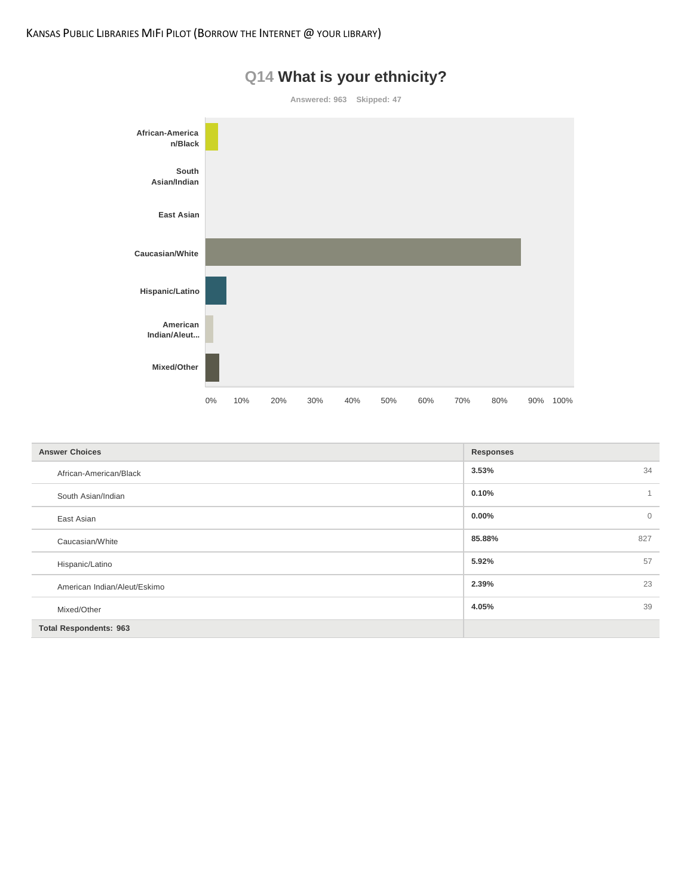## Q14 What is your ethnicity?

Answered: 963    Skipped: 47

| Answer Choices | Responses | |
|---|---|---|
| African-American/Black | 3.53% | 34 |
| South Asian/Indian | 0.10% | 1 |
| East Asian | 0.00% | 0 |
| Caucasian/White | 85.88% | 827 |
| Hispanic/Latino | 5.92% | 57 |
| American Indian/Aleut/Eskimo | 2.39% | 23 |
| Mixed/Other | 4.05% | 39 |
| Total Respondents: 963 | | |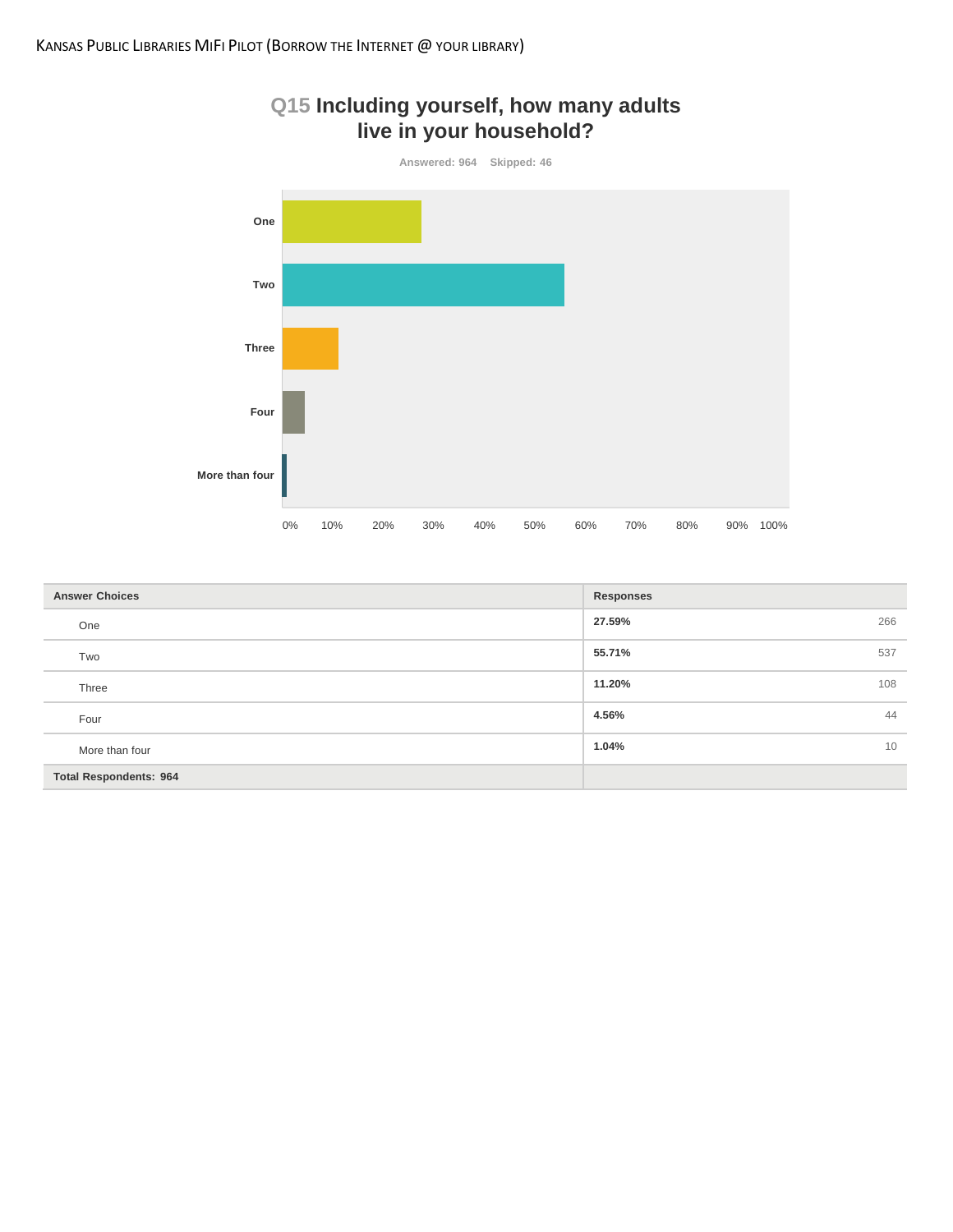## Q15 Including yourself, how many adults live in your household?

Answered: 964 Skipped: 46

| Answer Choices | Responses | |
|---|---|---|
| One | 27.59% | 266 |
| Two | 55.71% | 537 |
| Three | 11.20% | 108 |
| Four | 4.56% | 44 |
| More than four | 1.04% | 10 |
| **Total Respondents: 964** | | |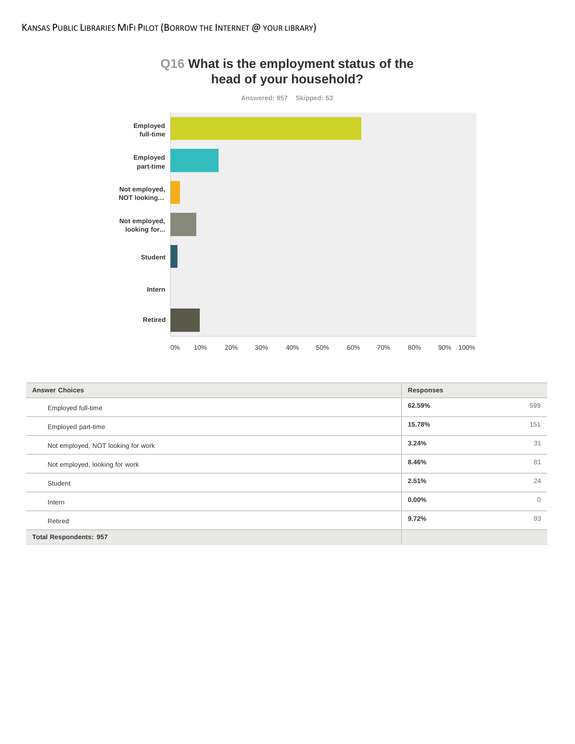## Q16 What is the employment status of the head of your household?

Answered: 957 Skipped: 53

| Answer Choices | Responses | |
|---|---|---|
| Employed full-time | 62.59% | 599 |
| Employed part-time | 15.78% | 151 |
| Not employed, NOT looking for work | 3.24% | 31 |
| Not employed, looking for work | 8.46% | 81 |
| Student | 2.51% | 24 |
| Intern | 0.00% | 0 |
| Retired | 9.72% | 93 |
| Total Respondents: 957 | | |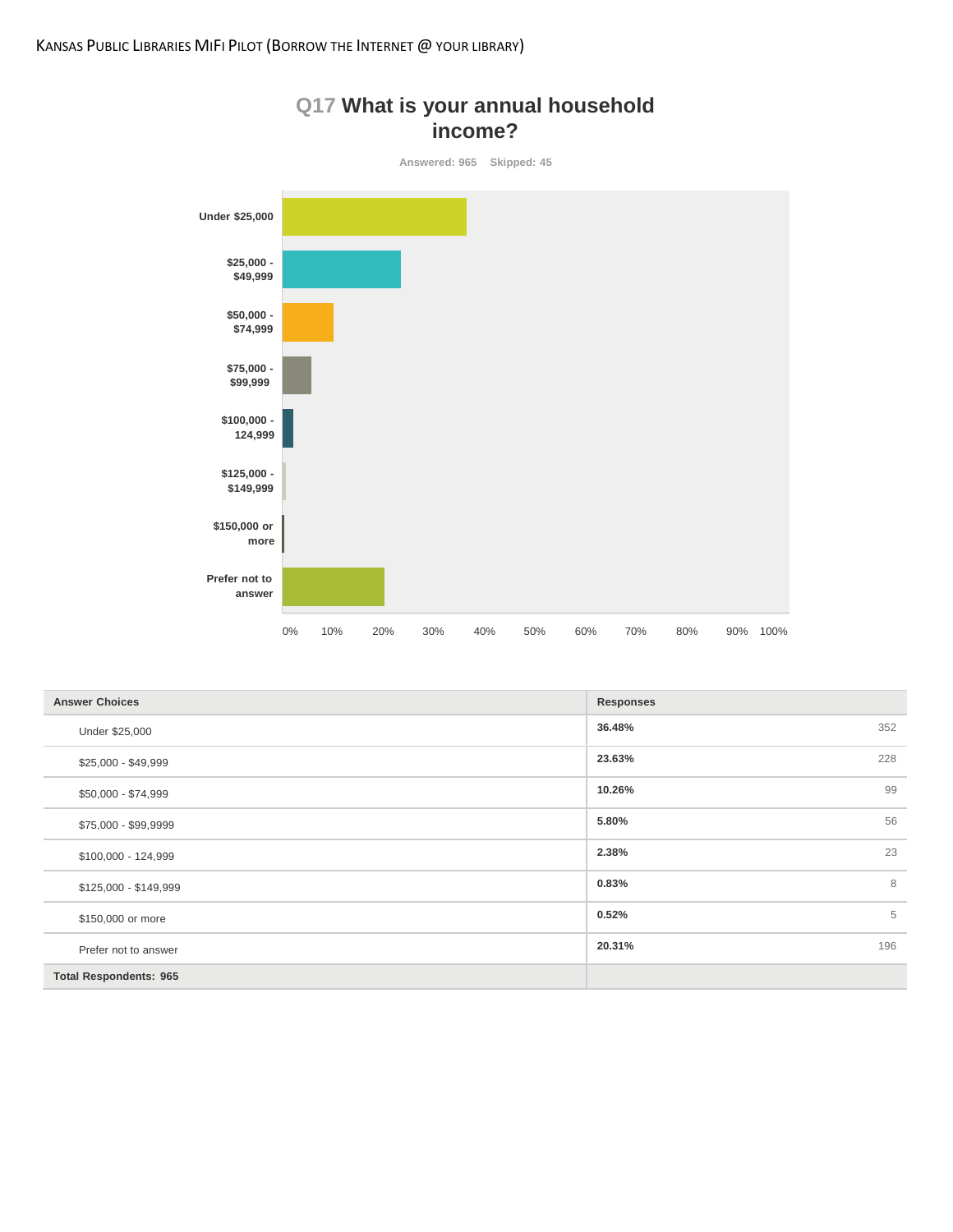## Q17 What is your annual household income?

Answered: 965 Skipped: 45

| Answer Choices | Responses | |
|---|---|---|
| Under $25,000 | 36.48% | 352 |
| $25,000 - $49,999 | 23.63% | 228 |
| $50,000 - $74,999 | 10.26% | 99 |
| $75,000 - $99,9999 | 5.80% | 56 |
| $100,000 - 124,999 | 2.38% | 23 |
| $125,000 - $149,999 | 0.83% | 8 |
| $150,000 or more | 0.52% | 5 |
| Prefer not to answer | 20.31% | 196 |
| **Total Respondents: 965** | | |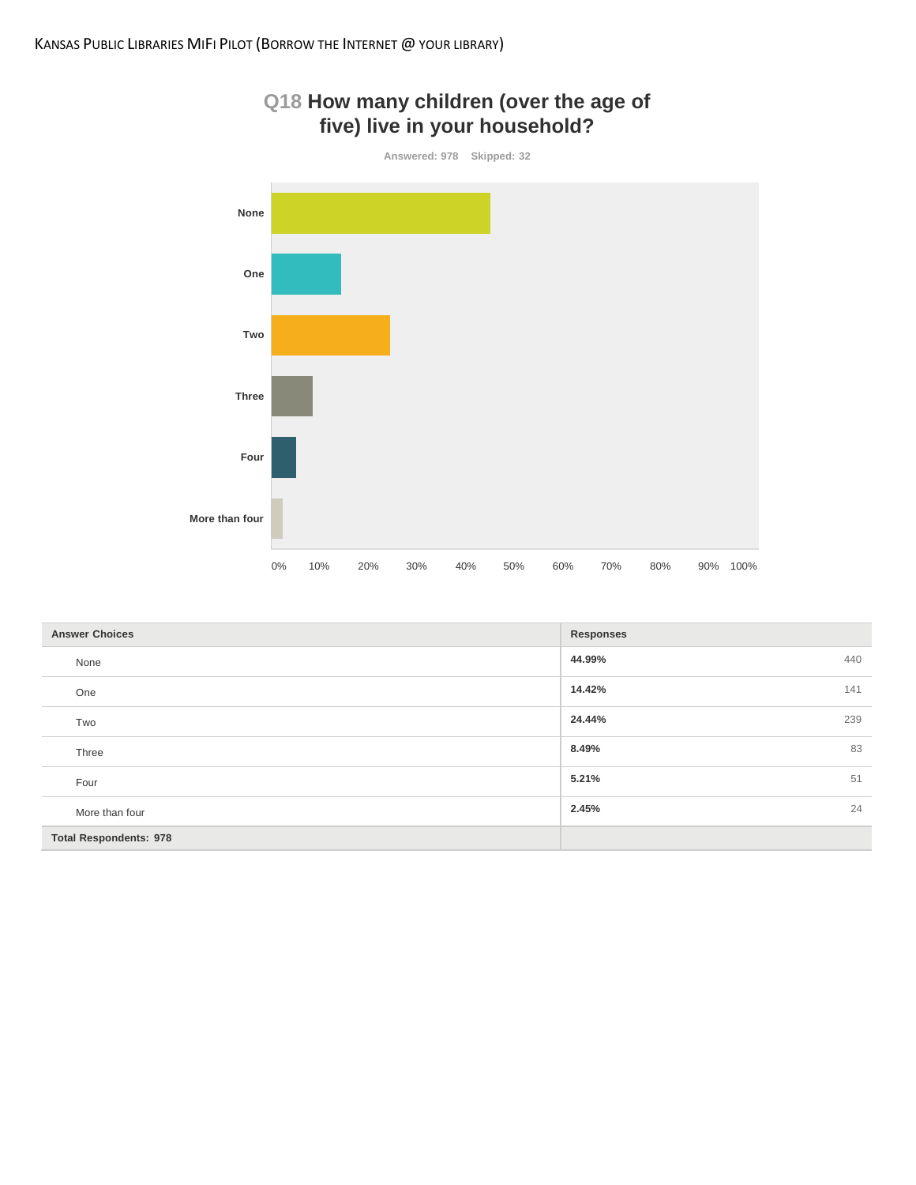## Q18 How many children (over the age of five) live in your household?

Answered: 978 Skipped: 32

| Answer Choices | Responses | |
|---|---|---|
| None | **44.99%** | 440 |
| One | **14.42%** | 141 |
| Two | **24.44%** | 239 |
| Three | **8.49%** | 83 |
| Four | **5.21%** | 51 |
| More than four | **2.45%** | 24 |
| **Total Respondents: 978** | | |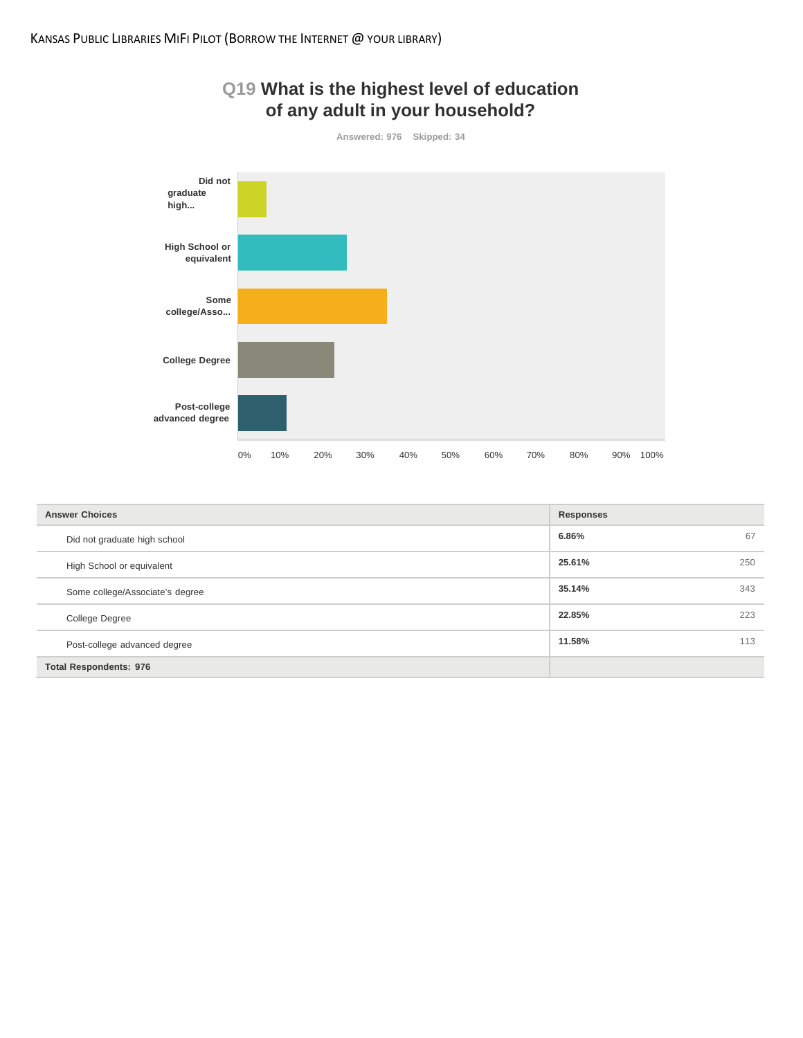## Q19 What is the highest level of education of any adult in your household?

Answered: 976 Skipped: 34

| Answer Choices | Responses | |
|---|---|---|
| Did not graduate high school | 6.86% | 67 |
| High School or equivalent | 25.61% | 250 |
| Some college/Associate's degree | 35.14% | 343 |
| College Degree | 22.85% | 223 |
| Post-college advanced degree | 11.58% | 113 |
| Total Respondents: 976 | | |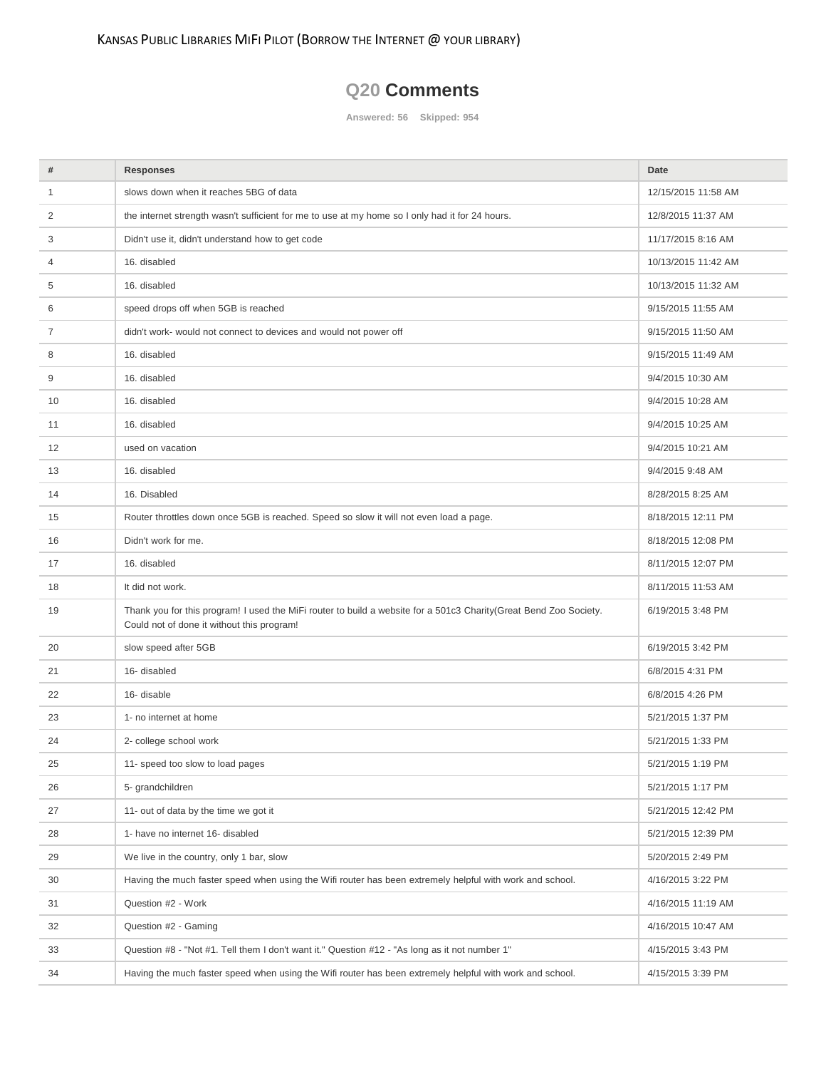## Q20 Comments

Answered: 56 Skipped: 954

| # | Responses | Date |
|---|---|---|
| 1 | slows down when it reaches 5BG of data | 12/15/2015 11:58 AM |
| 2 | the internet strength wasn't sufficient for me to use at my home so I only had it for 24 hours. | 12/8/2015 11:37 AM |
| 3 | Didn't use it, didn't understand how to get code | 11/17/2015 8:16 AM |
| 4 | 16. disabled | 10/13/2015 11:42 AM |
| 5 | 16. disabled | 10/13/2015 11:32 AM |
| 6 | speed drops off when 5GB is reached | 9/15/2015 11:55 AM |
| 7 | didn't work- would not connect to devices and would not power off | 9/15/2015 11:50 AM |
| 8 | 16. disabled | 9/15/2015 11:49 AM |
| 9 | 16. disabled | 9/4/2015 10:30 AM |
| 10 | 16. disabled | 9/4/2015 10:28 AM |
| 11 | 16. disabled | 9/4/2015 10:25 AM |
| 12 | used on vacation | 9/4/2015 10:21 AM |
| 13 | 16. disabled | 9/4/2015 9:48 AM |
| 14 | 16. Disabled | 8/28/2015 8:25 AM |
| 15 | Router throttles down once 5GB is reached. Speed so slow it will not even load a page. | 8/18/2015 12:11 PM |
| 16 | Didn't work for me. | 8/18/2015 12:08 PM |
| 17 | 16. disabled | 8/11/2015 12:07 PM |
| 18 | It did not work. | 8/11/2015 11:53 AM |
| 19 | Thank you for this program! I used the MiFi router to build a website for a 501c3 Charity(Great Bend Zoo Society. Could not of done it without this program! | 6/19/2015 3:48 PM |
| 20 | slow speed after 5GB | 6/19/2015 3:42 PM |
| 21 | 16- disabled | 6/8/2015 4:31 PM |
| 22 | 16- disable | 6/8/2015 4:26 PM |
| 23 | 1- no internet at home | 5/21/2015 1:37 PM |
| 24 | 2- college school work | 5/21/2015 1:33 PM |
| 25 | 11- speed too slow to load pages | 5/21/2015 1:19 PM |
| 26 | 5- grandchildren | 5/21/2015 1:17 PM |
| 27 | 11- out of data by the time we got it | 5/21/2015 12:42 PM |
| 28 | 1- have no internet 16- disabled | 5/21/2015 12:39 PM |
| 29 | We live in the country, only 1 bar, slow | 5/20/2015 2:49 PM |
| 30 | Having the much faster speed when using the Wifi router has been extremely helpful with work and school. | 4/16/2015 3:22 PM |
| 31 | Question #2 - Work | 4/16/2015 11:19 AM |
| 32 | Question #2 - Gaming | 4/16/2015 10:47 AM |
| 33 | Question #8 - "Not #1. Tell them I don't want it." Question #12 - "As long as it not number 1" | 4/15/2015 3:43 PM |
| 34 | Having the much faster speed when using the Wifi router has been extremely helpful with work and school. | 4/15/2015 3:39 PM |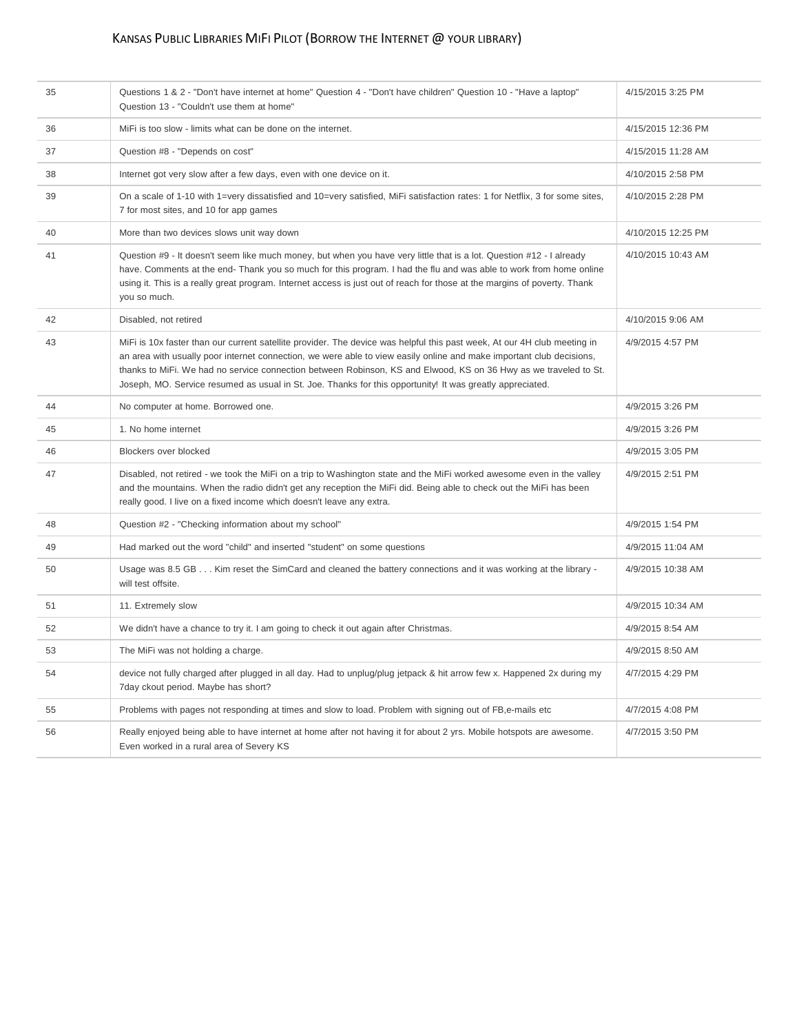| | | |
|---|---|---|
| 35 | Questions 1 & 2 - "Don't have internet at home" Question 4 - "Don't have children" Question 10 - "Have a laptop" Question 13 - "Couldn't use them at home" | 4/15/2015 3:25 PM |
| 36 | MiFi is too slow - limits what can be done on the internet. | 4/15/2015 12:36 PM |
| 37 | Question #8 - "Depends on cost" | 4/15/2015 11:28 AM |
| 38 | Internet got very slow after a few days, even with one device on it. | 4/10/2015 2:58 PM |
| 39 | On a scale of 1-10 with 1=very dissatisfied and 10=very satisfied, MiFi satisfaction rates: 1 for Netflix, 3 for some sites, 7 for most sites, and 10 for app games | 4/10/2015 2:28 PM |
| 40 | More than two devices slows unit way down | 4/10/2015 12:25 PM |
| 41 | Question #9 - It doesn't seem like much money, but when you have very little that is a lot. Question #12 - I already have. Comments at the end- Thank you so much for this program. I had the flu and was able to work from home online using it. This is a really great program. Internet access is just out of reach for those at the margins of poverty. Thank you so much. | 4/10/2015 10:43 AM |
| 42 | Disabled, not retired | 4/10/2015 9:06 AM |
| 43 | MiFi is 10x faster than our current satellite provider. The device was helpful this past week, At our 4H club meeting in an area with usually poor internet connection, we were able to view easily online and make important club decisions, thanks to MiFi. We had no service connection between Robinson, KS and Elwood, KS on 36 Hwy as we traveled to St. Joseph, MO. Service resumed as usual in St. Joe. Thanks for this opportunity! It was greatly appreciated. | 4/9/2015 4:57 PM |
| 44 | No computer at home. Borrowed one. | 4/9/2015 3:26 PM |
| 45 | 1. No home internet | 4/9/2015 3:26 PM |
| 46 | Blockers over blocked | 4/9/2015 3:05 PM |
| 47 | Disabled, not retired - we took the MiFi on a trip to Washington state and the MiFi worked awesome even in the valley and the mountains. When the radio didn't get any reception the MiFi did. Being able to check out the MiFi has been really good. I live on a fixed income which doesn't leave any extra. | 4/9/2015 2:51 PM |
| 48 | Question #2 - "Checking information about my school" | 4/9/2015 1:54 PM |
| 49 | Had marked out the word "child" and inserted "student" on some questions | 4/9/2015 11:04 AM |
| 50 | Usage was 8.5 GB . . . Kim reset the SimCard and cleaned the battery connections and it was working at the library - will test offsite. | 4/9/2015 10:38 AM |
| 51 | 11. Extremely slow | 4/9/2015 10:34 AM |
| 52 | We didn't have a chance to try it. I am going to check it out again after Christmas. | 4/9/2015 8:54 AM |
| 53 | The MiFi was not holding a charge. | 4/9/2015 8:50 AM |
| 54 | device not fully charged after plugged in all day. Had to unplug/plug jetpack & hit arrow few x. Happened 2x during my 7day ckout period. Maybe has short? | 4/7/2015 4:29 PM |
| 55 | Problems with pages not responding at times and slow to load. Problem with signing out of FB,e-mails etc | 4/7/2015 4:08 PM |
| 56 | Really enjoyed being able to have internet at home after not having it for about 2 yrs. Mobile hotspots are awesome. Even worked in a rural area of Severy KS | 4/7/2015 3:50 PM |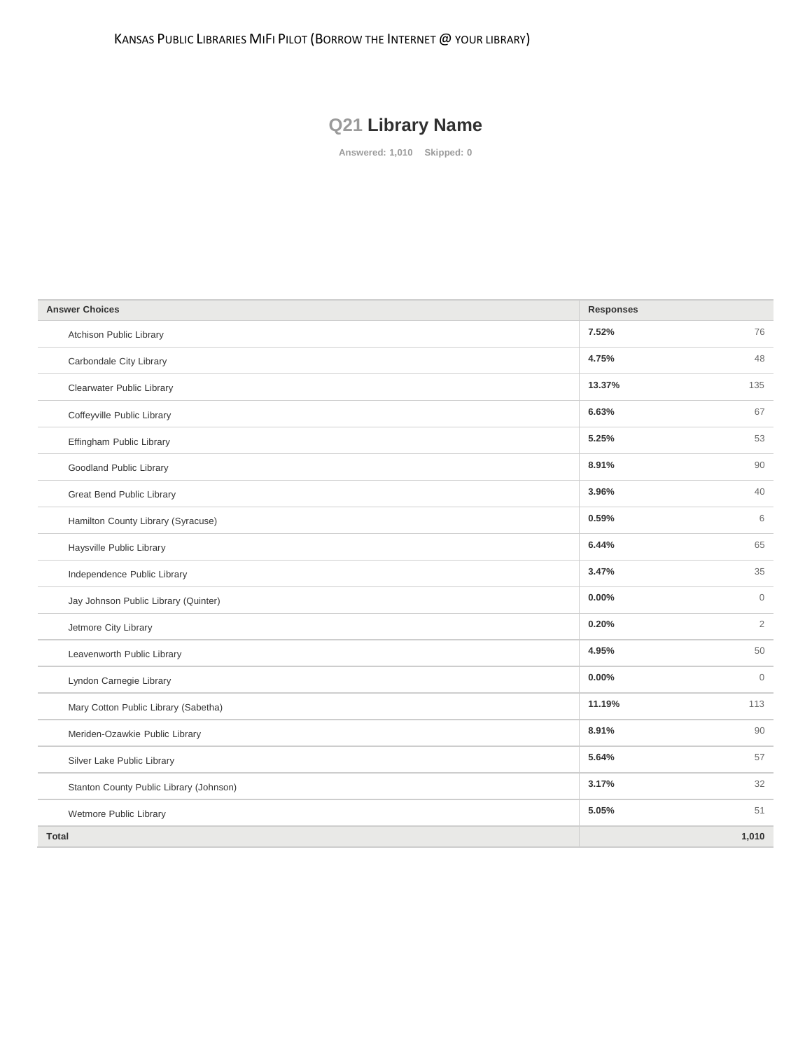## Q21 Library Name

Answered: 1,010 Skipped: 0

| Answer Choices | Responses | |
|---|---|---|
| Atchison Public Library | 7.52% | 76 |
| Carbondale City Library | 4.75% | 48 |
| Clearwater Public Library | 13.37% | 135 |
| Coffeyville Public Library | 6.63% | 67 |
| Effingham Public Library | 5.25% | 53 |
| Goodland Public Library | 8.91% | 90 |
| Great Bend Public Library | 3.96% | 40 |
| Hamilton County Library (Syracuse) | 0.59% | 6 |
| Haysville Public Library | 6.44% | 65 |
| Independence Public Library | 3.47% | 35 |
| Jay Johnson Public Library (Quinter) | 0.00% | 0 |
| Jetmore City Library | 0.20% | 2 |
| Leavenworth Public Library | 4.95% | 50 |
| Lyndon Carnegie Library | 0.00% | 0 |
| Mary Cotton Public Library (Sabetha) | 11.19% | 113 |
| Meriden-Ozawkie Public Library | 8.91% | 90 |
| Silver Lake Public Library | 5.64% | 57 |
| Stanton County Public Library (Johnson) | 3.17% | 32 |
| Wetmore Public Library | 5.05% | 51 |
| Total | | 1,010 |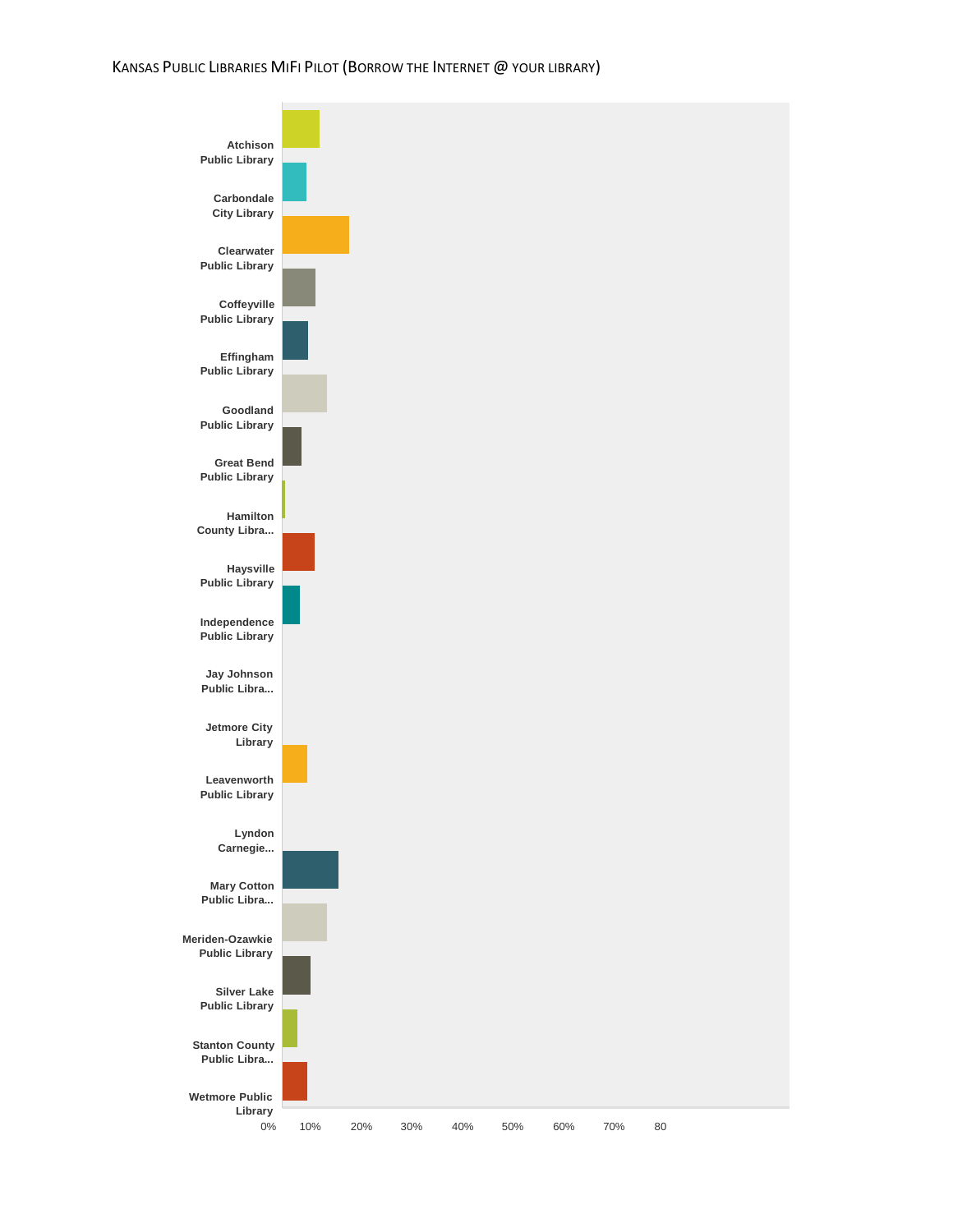KANSAS PUBLIC LIBRARIES MIFI PILOT (BORROW THE INTERNET @ YOUR LIBRARY)

Atchison Public Library

Carbondale City Library

Clearwater Public Library

Coffeyville Public Library

Effingham Public Library

Goodland Public Library

Great Bend Public Library

Hamilton County Libra...

Haysville Public Library

Independence Public Library

Jay Johnson Public Libra...

Jetmore City Library

Leavenworth Public Library

Lyndon Carnegie...

Mary Cotton Public Libra...

Meriden-Ozawkie Public Library

Silver Lake Public Library

Stanton County Public Libra...

Wetmore Public Library

0% 10% 20% 30% 40% 50% 60% 70% 80